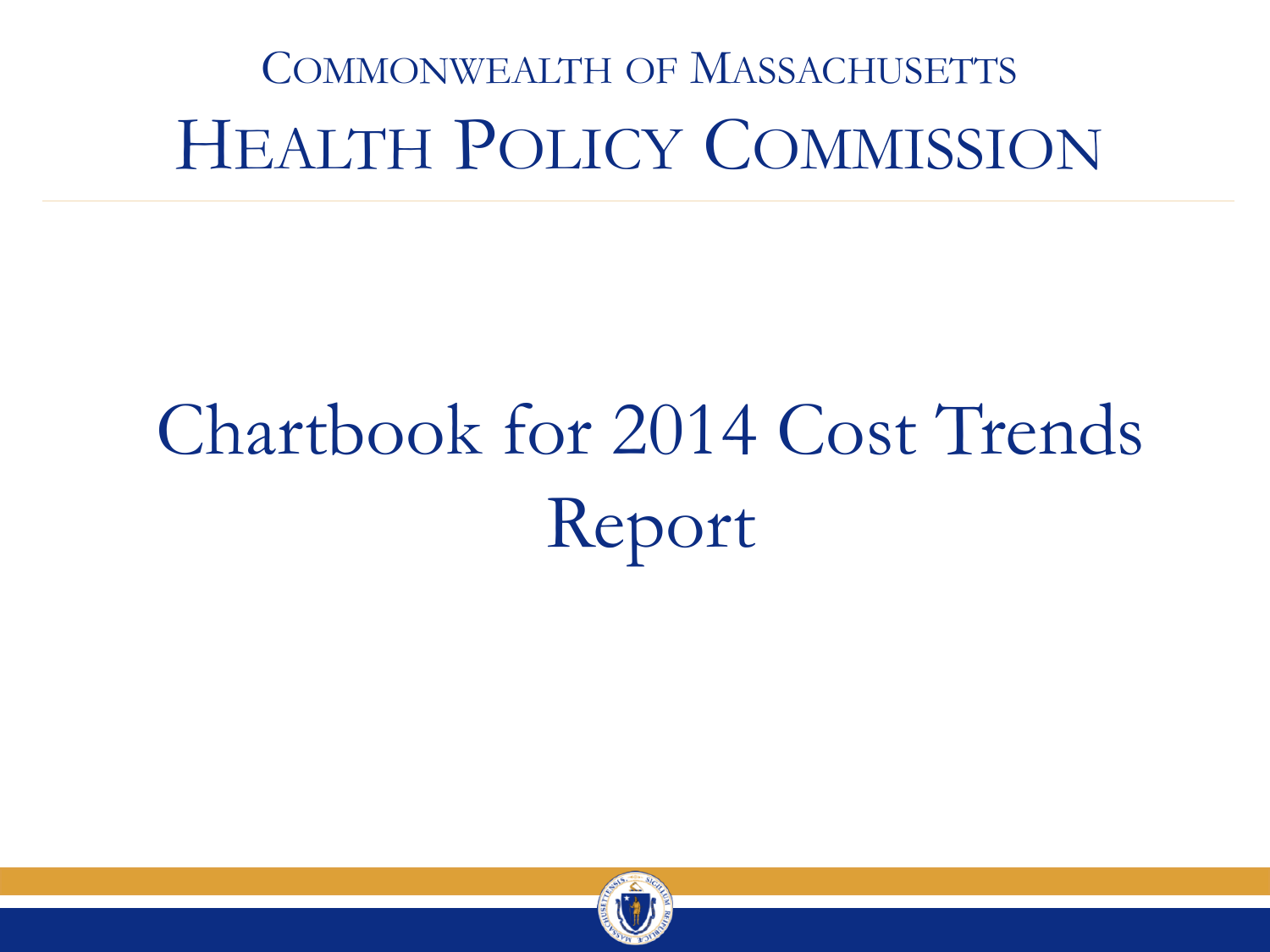COMMONWEALTH OF MASSACHUSETTS

# HEALTH POLICY COMMISSION

# Chartbook for 2014 Cost Trends Report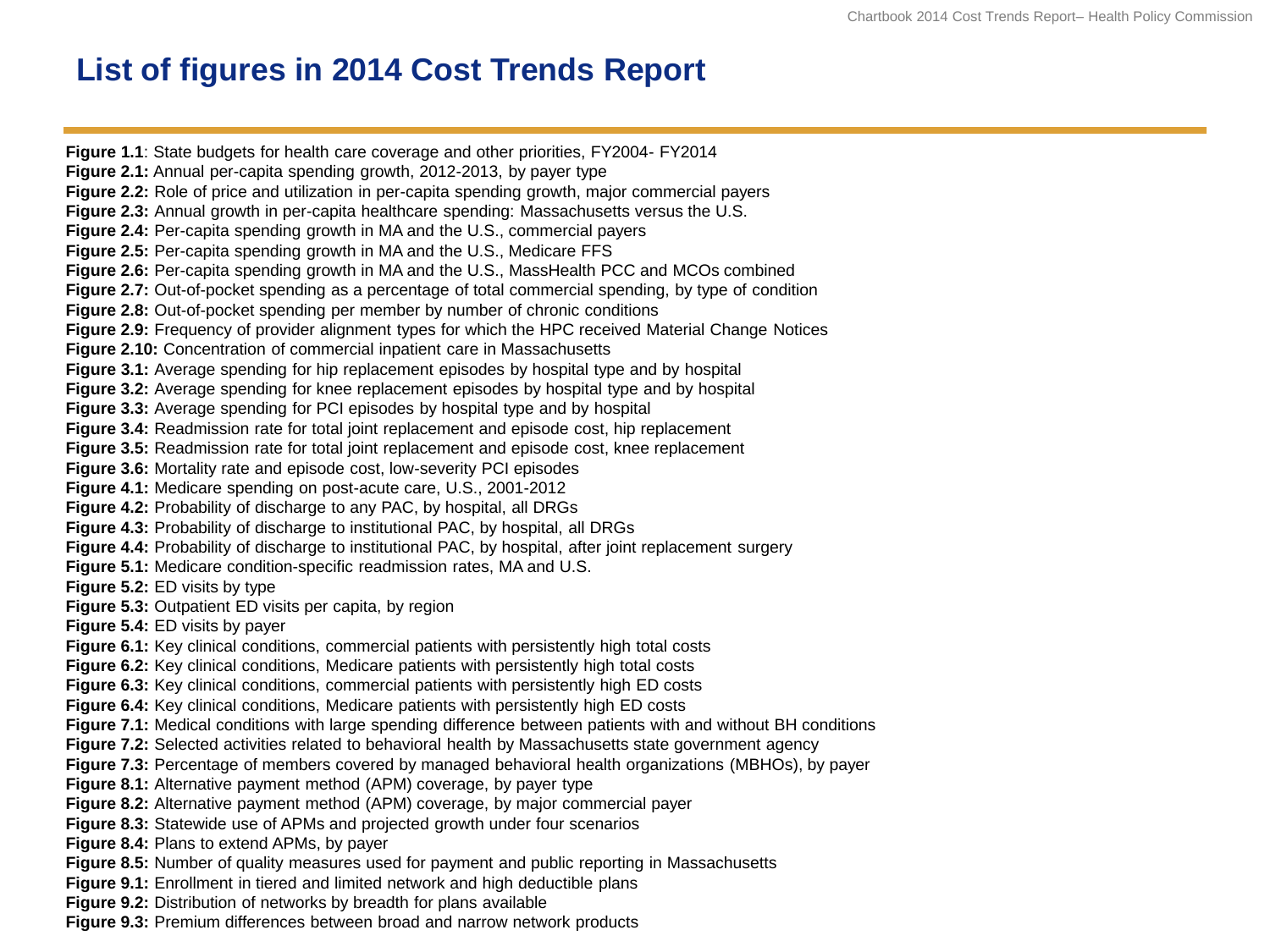# List of figures in 2014 Cost Trends Report

**Figure 1.1**: State budgets for health care coverage and other priorities, FY2004- FY2014
**Figure 2.1:** Annual per-capita spending growth, 2012-2013, by payer type
**Figure 2.2:** Role of price and utilization in per-capita spending growth, major commercial payers
**Figure 2.3:** Annual growth in per-capita healthcare spending: Massachusetts versus the U.S.
**Figure 2.4:** Per-capita spending growth in MA and the U.S., commercial payers
**Figure 2.5:** Per-capita spending growth in MA and the U.S., Medicare FFS
**Figure 2.6:** Per-capita spending growth in MA and the U.S., MassHealth PCC and MCOs combined
**Figure 2.7:** Out-of-pocket spending as a percentage of total commercial spending, by type of condition
**Figure 2.8:** Out-of-pocket spending per member by number of chronic conditions
**Figure 2.9:** Frequency of provider alignment types for which the HPC received Material Change Notices
**Figure 2.10:** Concentration of commercial inpatient care in Massachusetts
**Figure 3.1:** Average spending for hip replacement episodes by hospital type and by hospital
**Figure 3.2:** Average spending for knee replacement episodes by hospital type and by hospital
**Figure 3.3:** Average spending for PCI episodes by hospital type and by hospital
**Figure 3.4:** Readmission rate for total joint replacement and episode cost, hip replacement
**Figure 3.5:** Readmission rate for total joint replacement and episode cost, knee replacement
**Figure 3.6:** Mortality rate and episode cost, low-severity PCI episodes
**Figure 4.1:** Medicare spending on post-acute care, U.S., 2001-2012
**Figure 4.2:** Probability of discharge to any PAC, by hospital, all DRGs
**Figure 4.3:** Probability of discharge to institutional PAC, by hospital, all DRGs
**Figure 4.4:** Probability of discharge to institutional PAC, by hospital, after joint replacement surgery
**Figure 5.1:** Medicare condition-specific readmission rates, MA and U.S.
**Figure 5.2:** ED visits by type
**Figure 5.3:** Outpatient ED visits per capita, by region
**Figure 5.4:** ED visits by payer
**Figure 6.1:** Key clinical conditions, commercial patients with persistently high total costs
**Figure 6.2:** Key clinical conditions, Medicare patients with persistently high total costs
**Figure 6.3:** Key clinical conditions, commercial patients with persistently high ED costs
**Figure 6.4:** Key clinical conditions, Medicare patients with persistently high ED costs
**Figure 7.1:** Medical conditions with large spending difference between patients with and without BH conditions
**Figure 7.2:** Selected activities related to behavioral health by Massachusetts state government agency
**Figure 7.3:** Percentage of members covered by managed behavioral health organizations (MBHOs), by payer
**Figure 8.1:** Alternative payment method (APM) coverage, by payer type
**Figure 8.2:** Alternative payment method (APM) coverage, by major commercial payer
**Figure 8.3:** Statewide use of APMs and projected growth under four scenarios
**Figure 8.4:** Plans to extend APMs, by payer
**Figure 8.5:** Number of quality measures used for payment and public reporting in Massachusetts
**Figure 9.1:** Enrollment in tiered and limited network and high deductible plans
**Figure 9.2:** Distribution of networks by breadth for plans available
**Figure 9.3:** Premium differences between broad and narrow network products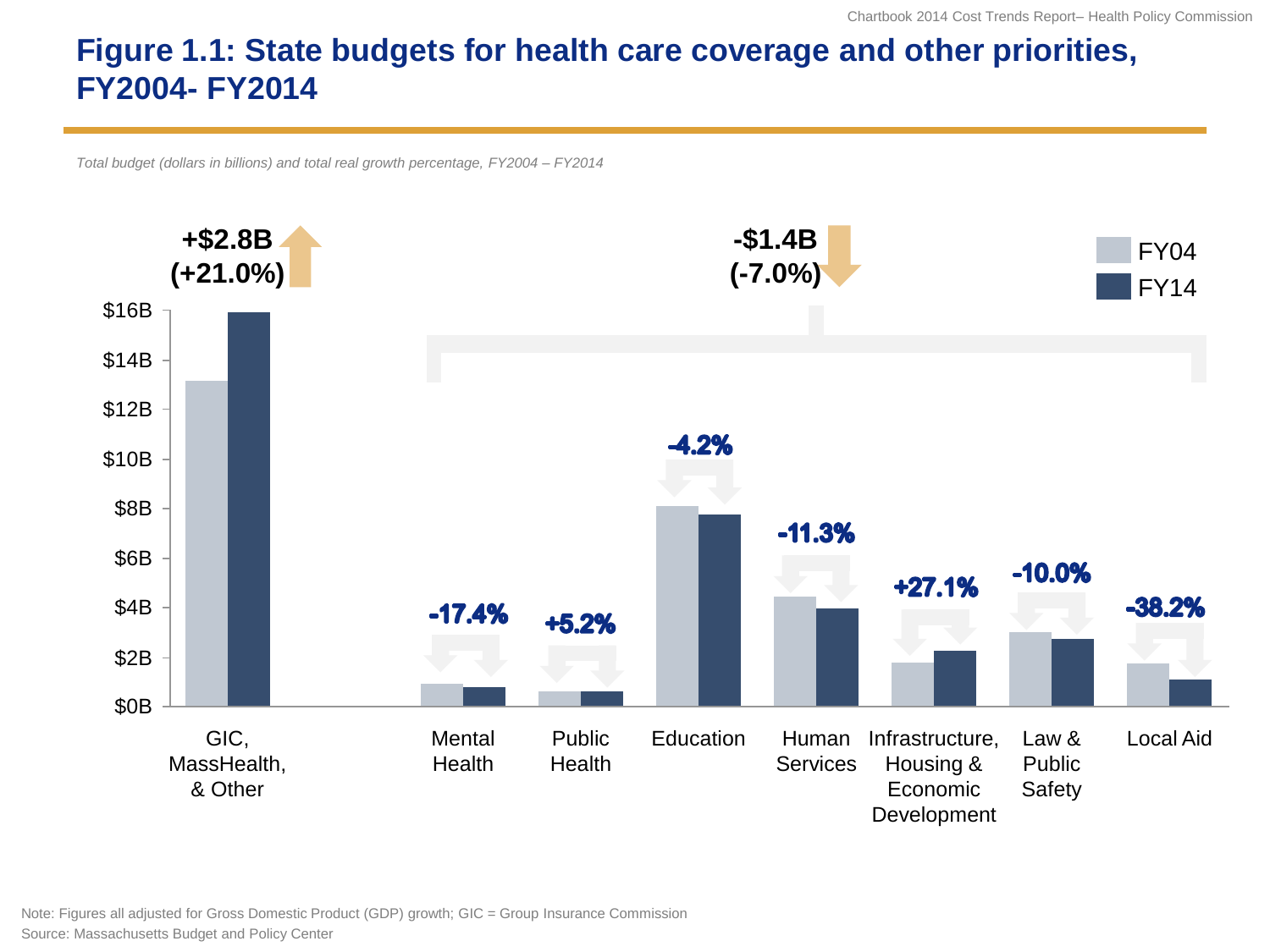# Figure 1.1: State budgets for health care coverage and other priorities, FY2004- FY2014

*Total budget (dollars in billions) and total real growth percentage, FY2004 – FY2014*

**+$2.8B (+21.0%)** — GIC, MassHealth, & Other

**-$1.4B (-7.0%)** — All other categories

| Category | Real growth, FY04–FY14 |
|---|---|
| Mental Health | -17.4% |
| Public Health | +5.2% |
| Education | -4.2% |
| Human Services | -11.3% |
| Infrastructure, Housing & Economic Development | +27.1% |
| Law & Public Safety | -10.0% |
| Local Aid | -38.2% |

Legend: FY04, FY14

Note: Figures all adjusted for Gross Domestic Product (GDP) growth; GIC = Group Insurance Commission

Source: Massachusetts Budget and Policy Center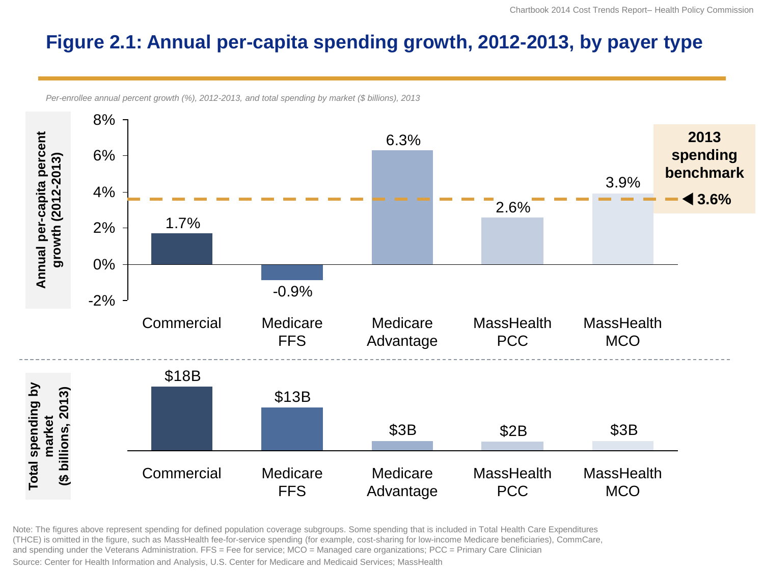# Figure 2.1: Annual per-capita spending growth, 2012-2013, by payer type

*Per-enrollee annual percent growth (%), 2012-2013, and total spending by market ($ billions), 2013*

**Annual per-capita percent growth (2012-2013)**

| Payer type | Annual per-capita percent growth (2012-2013) |
|---|---|
| Commercial | 1.7% |
| Medicare FFS | -0.9% |
| Medicare Advantage | 6.3% |
| MassHealth PCC | 2.6% |
| MassHealth MCO | 3.9% |

**2013 spending benchmark** ◀ **3.6%**

**Total spending by market ($ billions, 2013)**

| Payer type | Total spending by market ($ billions, 2013) |
|---|---|
| Commercial | $18B |
| Medicare FFS | $13B |
| Medicare Advantage | $3B |
| MassHealth PCC | $2B |
| MassHealth MCO | $3B |

Note: The figures above represent spending for defined population coverage subgroups. Some spending that is included in Total Health Care Expenditures (THCE) is omitted in the figure, such as MassHealth fee-for-service spending (for example, cost-sharing for low-income Medicare beneficiaries), CommCare, and spending under the Veterans Administration. FFS = Fee for service; MCO = Managed care organizations; PCC = Primary Care Clinician

Source: Center for Health Information and Analysis, U.S. Center for Medicare and Medicaid Services; MassHealth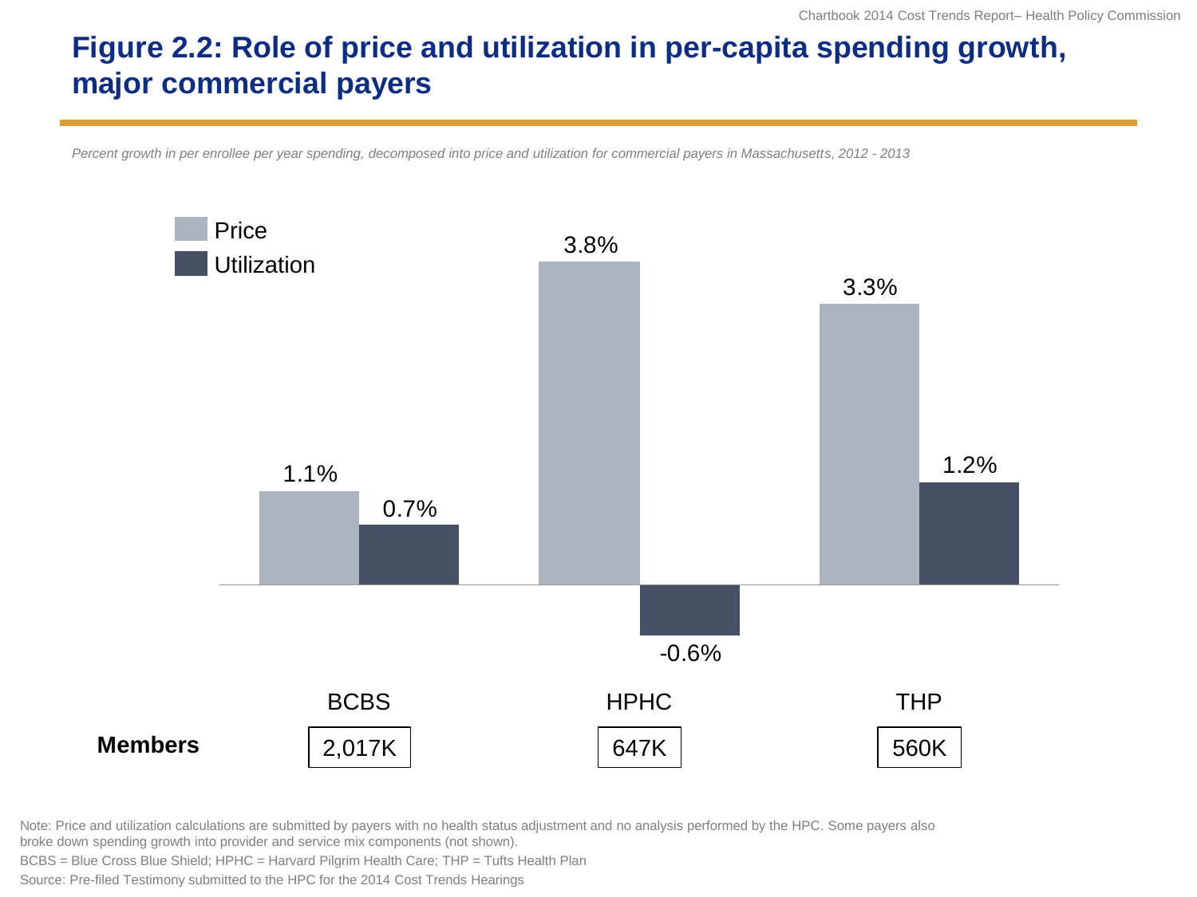# Figure 2.2: Role of price and utilization in per-capita spending growth, major commercial payers

*Percent growth in per enrollee per year spending, decomposed into price and utilization for commercial payers in Massachusetts, 2012 - 2013*

| | BCBS | HPHC | THP |
|---|---|---|---|
| Price | 1.1% | 3.8% | 3.3% |
| Utilization | 0.7% | -0.6% | 1.2% |
| **Members** | 2,017K | 647K | 560K |

Note: Price and utilization calculations are submitted by payers with no health status adjustment and no analysis performed by the HPC. Some payers also broke down spending growth into provider and service mix components (not shown).

BCBS = Blue Cross Blue Shield; HPHC = Harvard Pilgrim Health Care; THP = Tufts Health Plan

Source: Pre-filed Testimony submitted to the HPC for the 2014 Cost Trends Hearings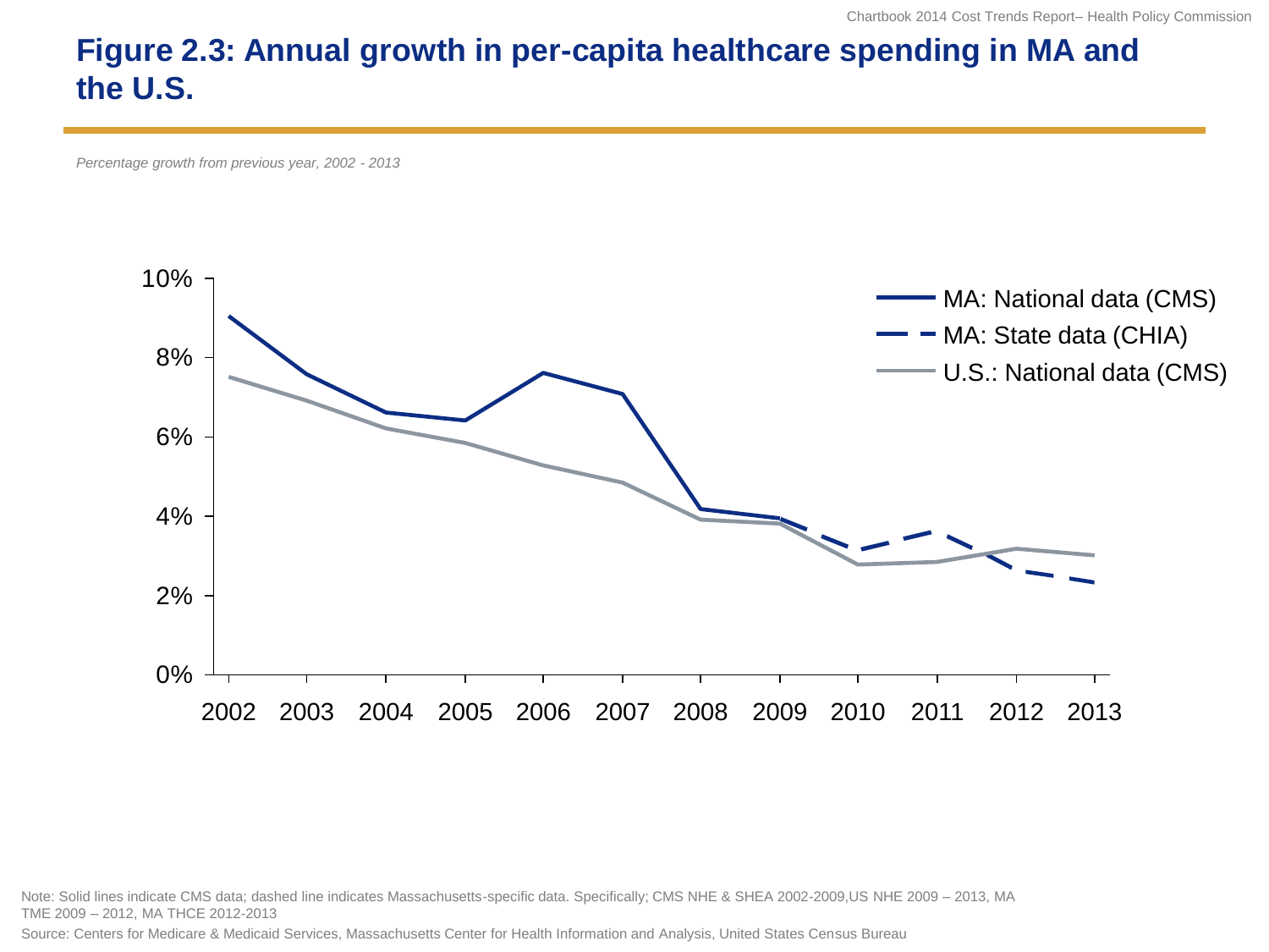# Figure 2.3: Annual growth in per-capita healthcare spending in MA and the U.S.

*Percentage growth from previous year, 2002 - 2013*

Note: Solid lines indicate CMS data; dashed line indicates Massachusetts-specific data. Specifically; CMS NHE & SHEA 2002-2009,US NHE 2009 – 2013, MA TME 2009 – 2012, MA THCE 2012-2013

Source: Centers for Medicare & Medicaid Services, Massachusetts Center for Health Information and Analysis, United States Census Bureau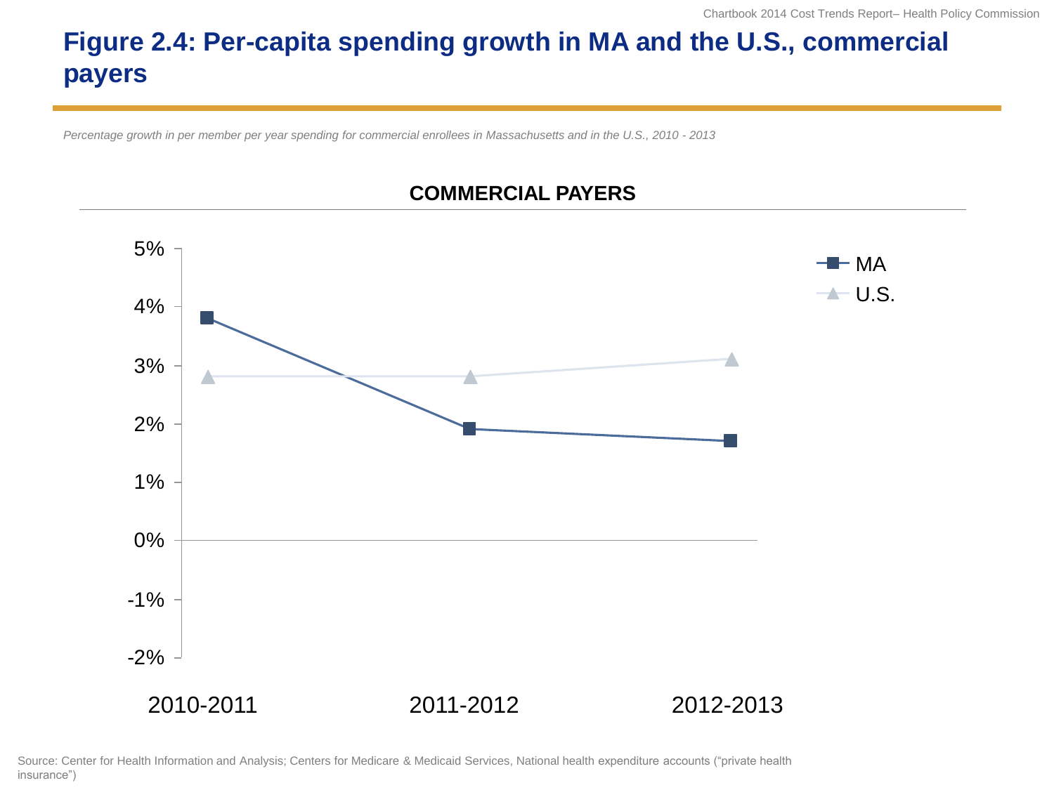# Figure 2.4: Per-capita spending growth in MA and the U.S., commercial payers

*Percentage growth in per member per year spending for commercial enrollees in Massachusetts and in the U.S., 2010 - 2013*

**COMMERCIAL PAYERS**

| | 2010-2011 | 2011-2012 | 2012-2013 |
|---|---|---|---|
| MA | 3.8% | 1.9% | 1.7% |
| U.S. | 2.8% | 2.8% | 3.1% |

Source: Center for Health Information and Analysis; Centers for Medicare & Medicaid Services, National health expenditure accounts ("private health insurance")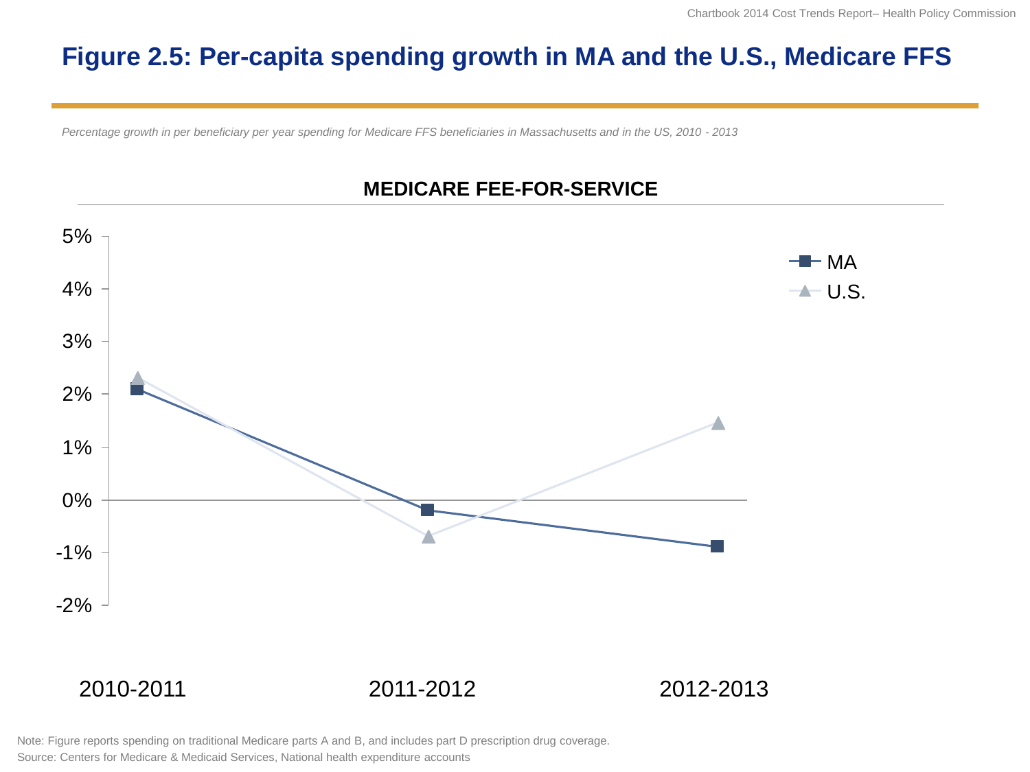# Figure 2.5: Per-capita spending growth in MA and the U.S., Medicare FFS

*Percentage growth in per beneficiary per year spending for Medicare FFS beneficiaries in Massachusetts and in the US, 2010 - 2013*

**MEDICARE FEE-FOR-SERVICE**

5%
4%
3%
2%
1%
0%
-1%
-2%

MA
U.S.

2010-2011
2011-2012
2012-2013

Note: Figure reports spending on traditional Medicare parts A and B, and includes part D prescription drug coverage.
Source: Centers for Medicare & Medicaid Services, National health expenditure accounts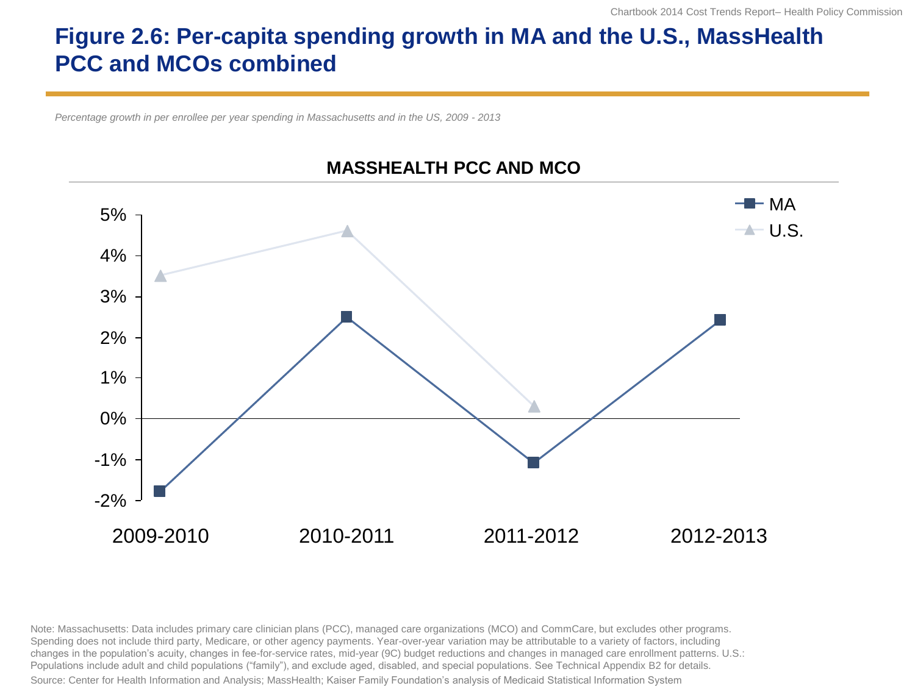# Figure 2.6: Per-capita spending growth in MA and the U.S., MassHealth PCC and MCOs combined

*Percentage growth in per enrollee per year spending in Massachusetts and in the US, 2009 - 2013*

**MASSHEALTH PCC AND MCO**

| | 2009-2010 | 2010-2011 | 2011-2012 | 2012-2013 |
|---|---|---|---|---|
| MA | -1.8% | 2.5% | -1.1% | 2.4% |
| U.S. | 3.5% | 4.6% | 0.3% | |

Note: Massachusetts: Data includes primary care clinician plans (PCC), managed care organizations (MCO) and CommCare, but excludes other programs. Spending does not include third party, Medicare, or other agency payments. Year-over-year variation may be attributable to a variety of factors, including changes in the population's acuity, changes in fee-for-service rates, mid-year (9C) budget reductions and changes in managed care enrollment patterns. U.S.: Populations include adult and child populations ("family"), and exclude aged, disabled, and special populations. See Technical Appendix B2 for details.

Source: Center for Health Information and Analysis; MassHealth; Kaiser Family Foundation's analysis of Medicaid Statistical Information System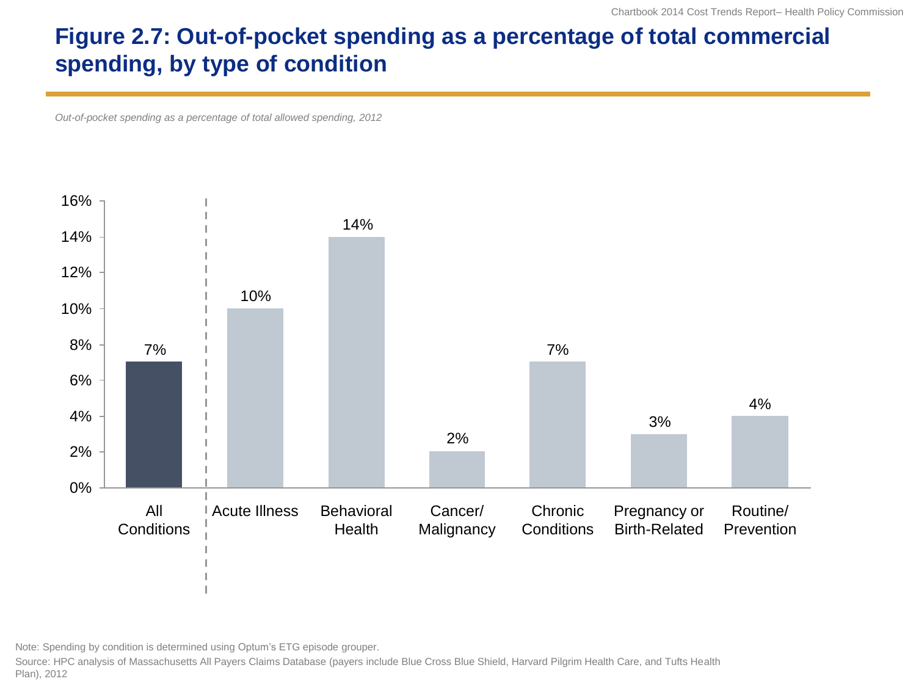# Figure 2.7: Out-of-pocket spending as a percentage of total commercial spending, by type of condition

*Out-of-pocket spending as a percentage of total allowed spending, 2012*

| Condition | Out-of-pocket spending (%) |
| --- | --- |
| All Conditions | 7% |
| Acute Illness | 10% |
| Behavioral Health | 14% |
| Cancer/ Malignancy | 2% |
| Chronic Conditions | 7% |
| Pregnancy or Birth-Related | 3% |
| Routine/ Prevention | 4% |

Note: Spending by condition is determined using Optum's ETG episode grouper.

Source: HPC analysis of Massachusetts All Payers Claims Database (payers include Blue Cross Blue Shield, Harvard Pilgrim Health Care, and Tufts Health Plan), 2012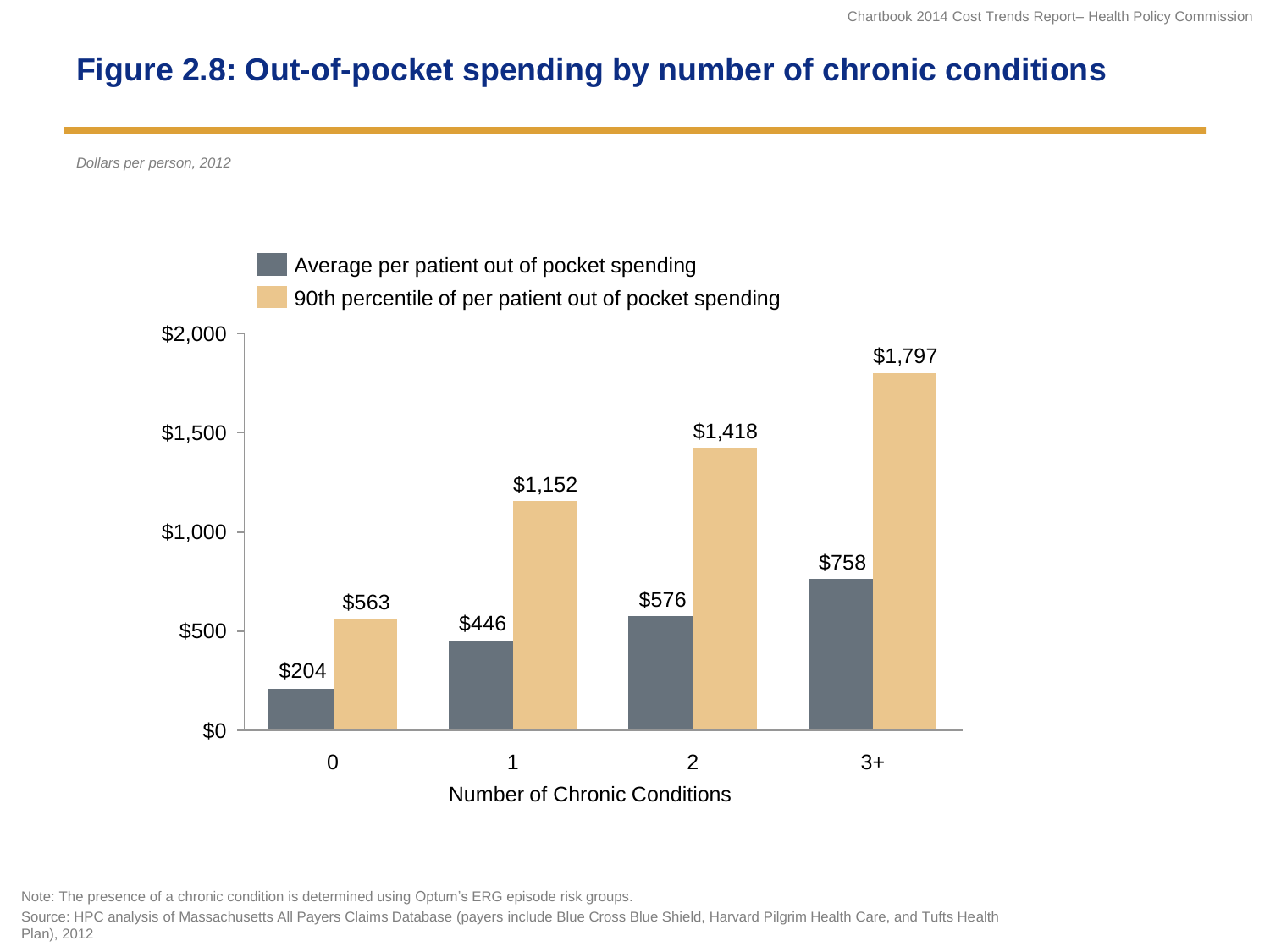# Figure 2.8: Out-of-pocket spending by number of chronic conditions

*Dollars per person, 2012*

| Number of Chronic Conditions | Average per patient out of pocket spending | 90th percentile of per patient out of pocket spending |
|---|---|---|
| 0 | $204 | $563 |
| 1 | $446 | $1,152 |
| 2 | $576 | $1,418 |
| 3+ | $758 | $1,797 |

Note: The presence of a chronic condition is determined using Optum's ERG episode risk groups.

Source: HPC analysis of Massachusetts All Payers Claims Database (payers include Blue Cross Blue Shield, Harvard Pilgrim Health Care, and Tufts Health Plan), 2012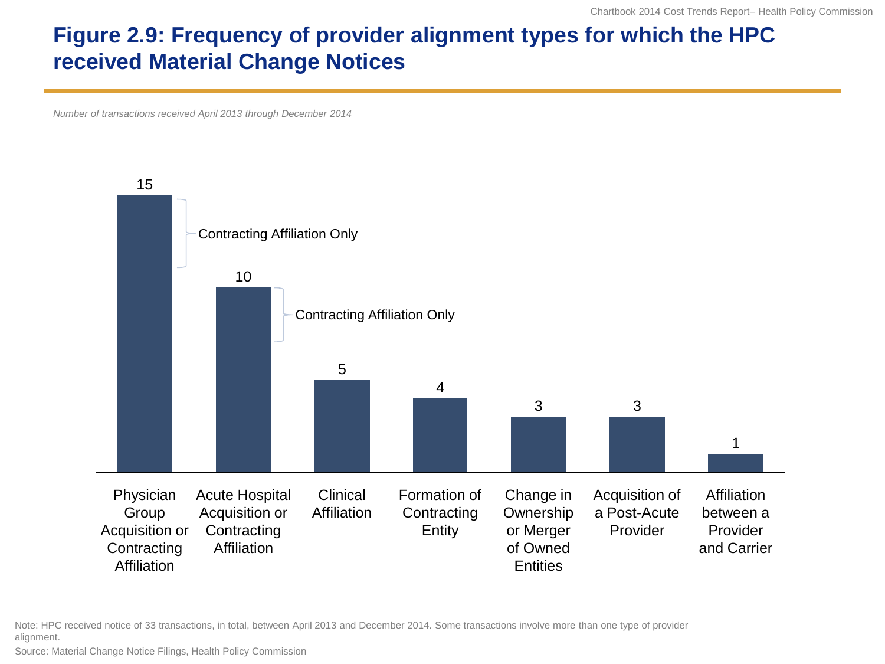# Figure 2.9: Frequency of provider alignment types for which the HPC received Material Change Notices

*Number of transactions received April 2013 through December 2014*

| Provider alignment type | Number of transactions |
| --- | --- |
| Physician Group Acquisition or Contracting Affiliation | 15 (Contracting Affiliation Only) |
| Acute Hospital Acquisition or Contracting Affiliation | 10 (Contracting Affiliation Only) |
| Clinical Affiliation | 5 |
| Formation of Contracting Entity | 4 |
| Change in Ownership or Merger of Owned Entities | 3 |
| Acquisition of a Post-Acute Provider | 3 |
| Affiliation between a Provider and Carrier | 1 |

Note: HPC received notice of 33 transactions, in total, between April 2013 and December 2014. Some transactions involve more than one type of provider alignment.

Source: Material Change Notice Filings, Health Policy Commission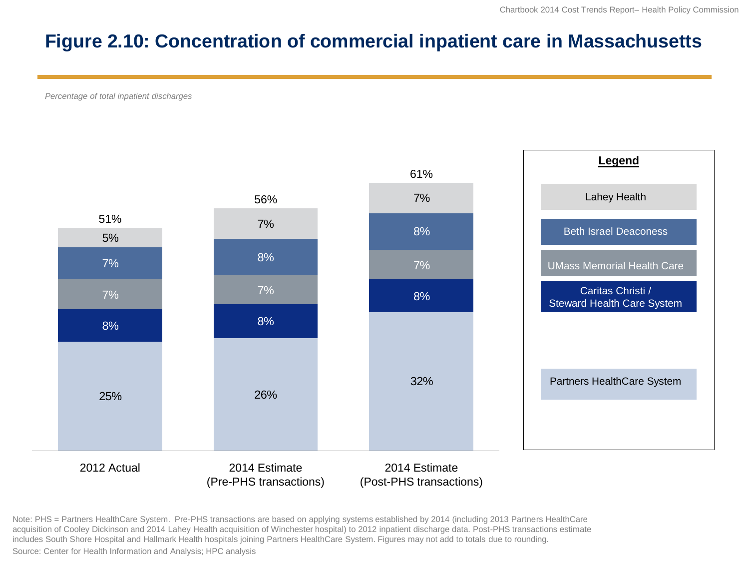# Figure 2.10: Concentration of commercial inpatient care in Massachusetts

*Percentage of total inpatient discharges*

| System | 2012 Actual | 2014 Estimate (Pre-PHS transactions) | 2014 Estimate (Post-PHS transactions) |
|---|---|---|---|
| Lahey Health | 5% | 7% | 7% |
| Beth Israel Deaconess | 7% | 8% | 8% |
| UMass Memorial Health Care | 7% | 7% | 7% |
| Caritas Christi / Steward Health Care System | 8% | 8% | 8% |
| Partners HealthCare System | 25% | 26% | 32% |
| **Total** | 51% | 56% | 61% |

Note: PHS = Partners HealthCare System. Pre-PHS transactions are based on applying systems established by 2014 (including 2013 Partners HealthCare acquisition of Cooley Dickinson and 2014 Lahey Health acquisition of Winchester hospital) to 2012 inpatient discharge data. Post-PHS transactions estimate includes South Shore Hospital and Hallmark Health hospitals joining Partners HealthCare System. Figures may not add to totals due to rounding.

Source: Center for Health Information and Analysis; HPC analysis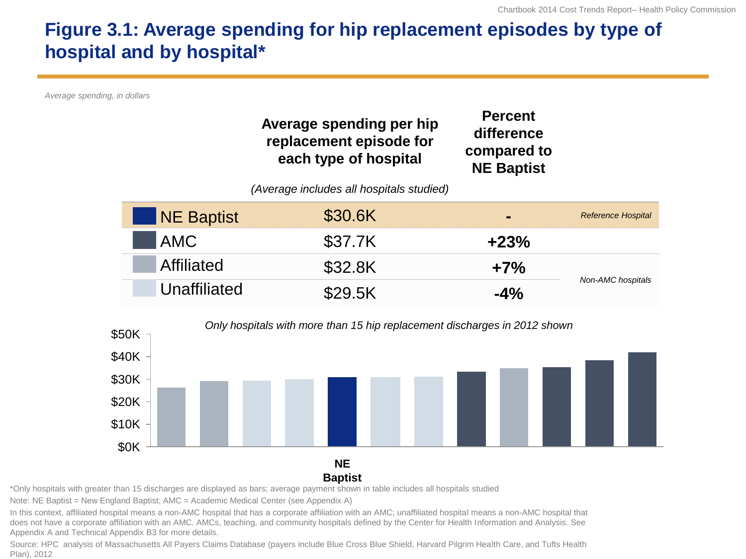# Figure 3.1: Average spending for hip replacement episodes by type of hospital and by hospital*

*Average spending, in dollars*

| | Average spending per hip replacement episode for each type of hospital *(Average includes all hospitals studied)* | Percent difference compared to NE Baptist | |
|---|---|---|---|
| NE Baptist | $30.6K | - | *Reference Hospital* |
| AMC | $37.7K | **+23%** | |
| Affiliated | $32.8K | **+7%** | *Non-AMC hospitals* |
| Unaffiliated | $29.5K | **-4%** | |

*Only hospitals with more than 15 hip replacement discharges in 2012 shown*

$50K
$40K
$30K
$20K
$10K
$0K

**NE Baptist**

*Only hospitals with greater than 15 discharges are displayed as bars; average payment shown in table includes all hospitals studied

Note: NE Baptist = New England Baptist; AMC = Academic Medical Center (see Appendix A)

In this context, affiliated hospital means a non-AMC hospital that has a corporate affiliation with an AMC; unaffiliated hospital means a non-AMC hospital that does not have a corporate affiliation with an AMC. AMCs, teaching, and community hospitals defined by the Center for Health Information and Analysis. See Appendix A and Technical Appendix B3 for more details.

Source: HPC analysis of Massachusetts All Payers Claims Database (payers include Blue Cross Blue Shield, Harvard Pilgrim Health Care, and Tufts Health Plan), 2012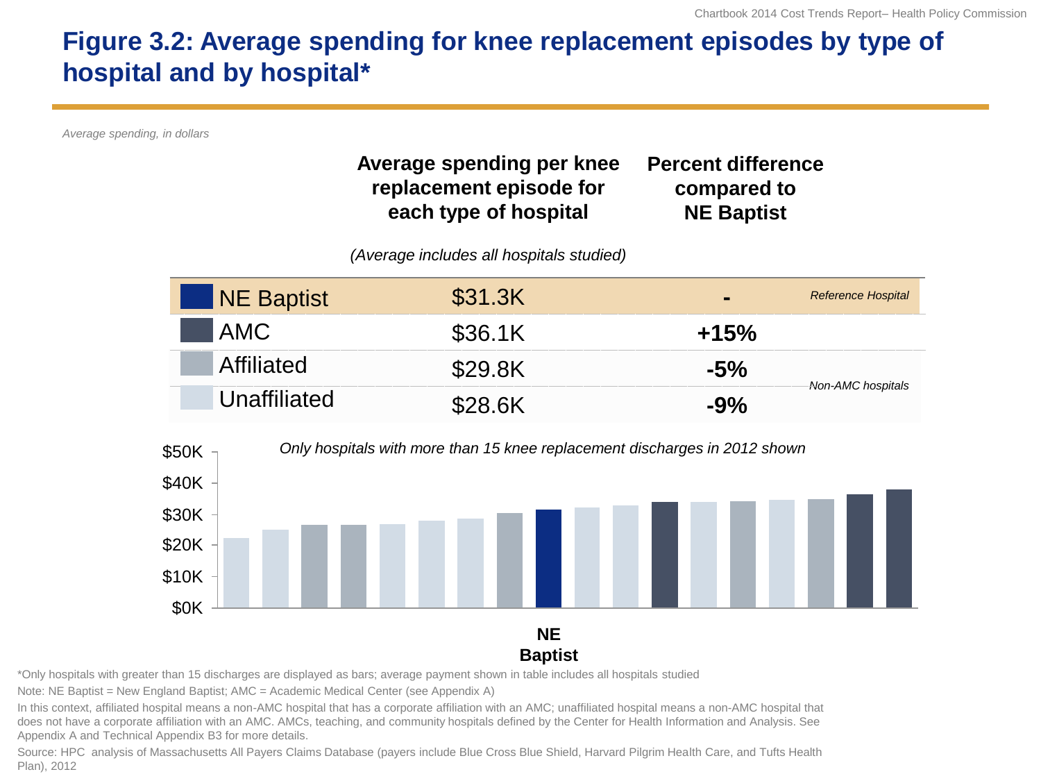# Figure 3.2: Average spending for knee replacement episodes by type of hospital and by hospital*

*Average spending, in dollars*

| | Average spending per knee replacement episode for each type of hospital *(Average includes all hospitals studied)* | Percent difference compared to NE Baptist | |
|---|---|---|---|
| NE Baptist | $31.3K | - | *Reference Hospital* |
| AMC | $36.1K | **+15%** | |
| Affiliated | $29.8K | **-5%** | *Non-AMC hospitals* |
| Unaffiliated | $28.6K | **-9%** | |

*Only hospitals with more than 15 knee replacement discharges in 2012 shown*

$50K, $40K, $30K, $20K, $10K, $0K

**NE Baptist**

*Only hospitals with greater than 15 discharges are displayed as bars; average payment shown in table includes all hospitals studied

Note: NE Baptist = New England Baptist; AMC = Academic Medical Center (see Appendix A)

In this context, affiliated hospital means a non-AMC hospital that has a corporate affiliation with an AMC; unaffiliated hospital means a non-AMC hospital that does not have a corporate affiliation with an AMC. AMCs, teaching, and community hospitals defined by the Center for Health Information and Analysis. See Appendix A and Technical Appendix B3 for more details.

Source: HPC analysis of Massachusetts All Payers Claims Database (payers include Blue Cross Blue Shield, Harvard Pilgrim Health Care, and Tufts Health Plan), 2012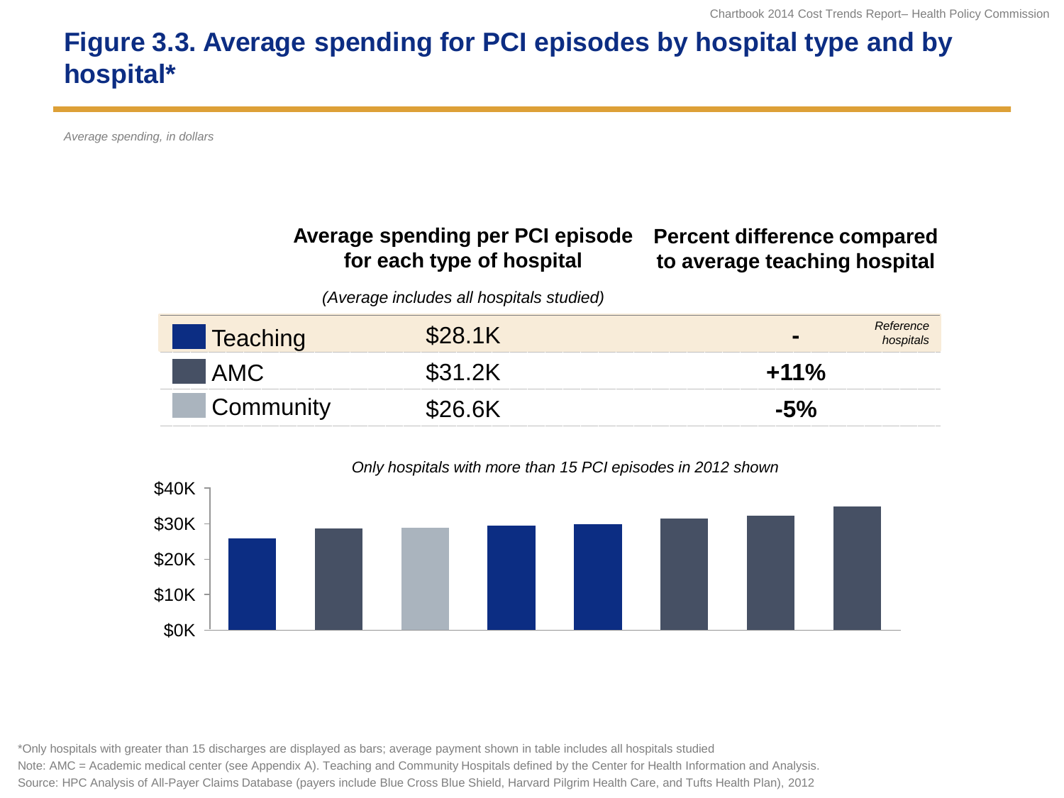# Figure 3.3. Average spending for PCI episodes by hospital type and by hospital*

*Average spending, in dollars*

| | Average spending per PCI episode for each type of hospital *(Average includes all hospitals studied)* | Percent difference compared to average teaching hospital |
|---|---|---|
| Teaching | $28.1K | - *Reference hospitals* |
| AMC | $31.2K | **+11%** |
| Community | $26.6K | **-5%** |

*Only hospitals with more than 15 PCI episodes in 2012 shown*

$40K
$30K
$20K
$10K
$0K

*Only hospitals with greater than 15 discharges are displayed as bars; average payment shown in table includes all hospitals studied

Note: AMC = Academic medical center (see Appendix A). Teaching and Community Hospitals defined by the Center for Health Information and Analysis.

Source: HPC Analysis of All-Payer Claims Database (payers include Blue Cross Blue Shield, Harvard Pilgrim Health Care, and Tufts Health Plan), 2012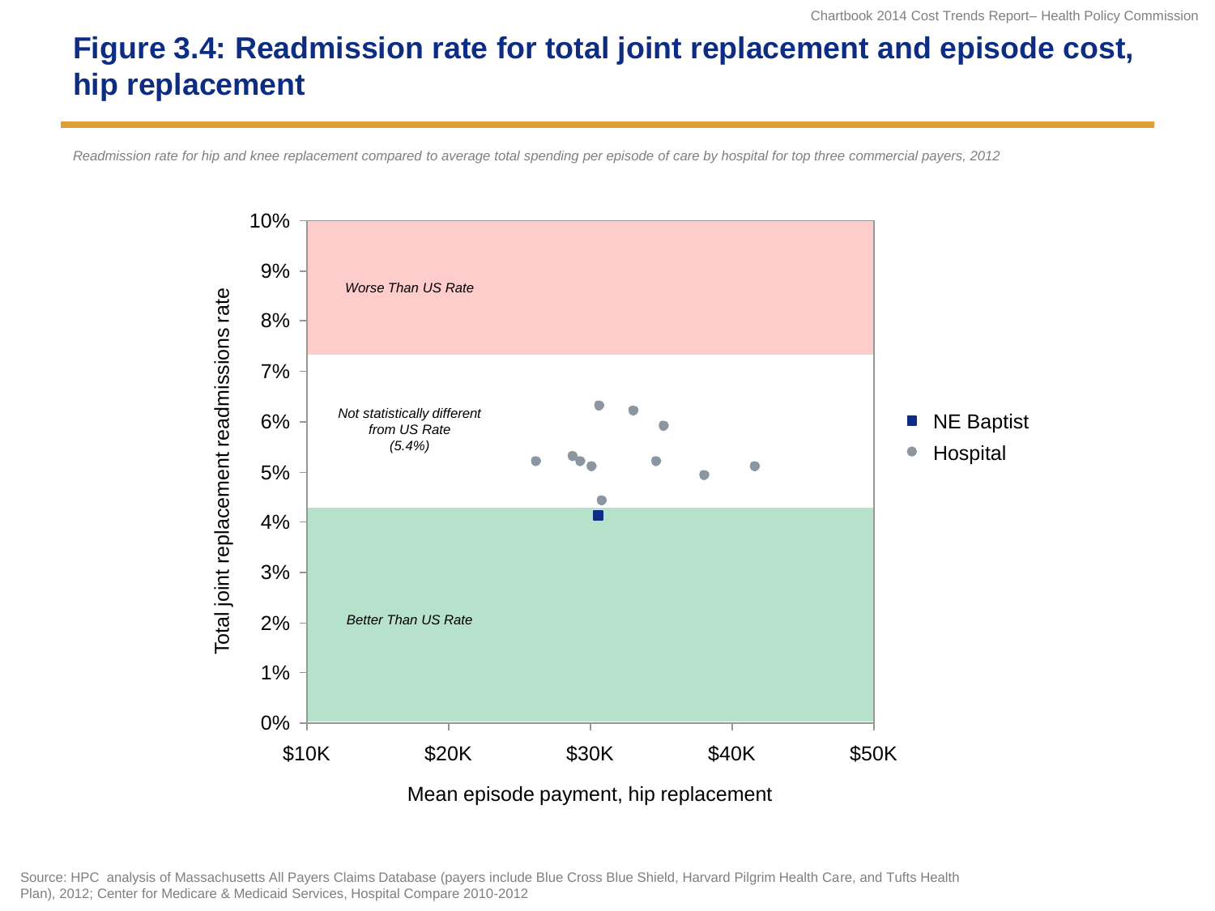# Figure 3.4: Readmission rate for total joint replacement and episode cost, hip replacement

*Readmission rate for hip and knee replacement compared to average total spending per episode of care by hospital for top three commercial payers, 2012*

Total joint replacement readmissions rate

10%
9%
8%
7%
6%
5%
4%
3%
2%
1%
0%

*Worse Than US Rate*

*Not statistically different from US Rate (5.4%)*

*Better Than US Rate*

$10K $20K $30K $40K $50K

Mean episode payment, hip replacement

■ NE Baptist
● Hospital

Source: HPC analysis of Massachusetts All Payers Claims Database (payers include Blue Cross Blue Shield, Harvard Pilgrim Health Care, and Tufts Health Plan), 2012; Center for Medicare & Medicaid Services, Hospital Compare 2010-2012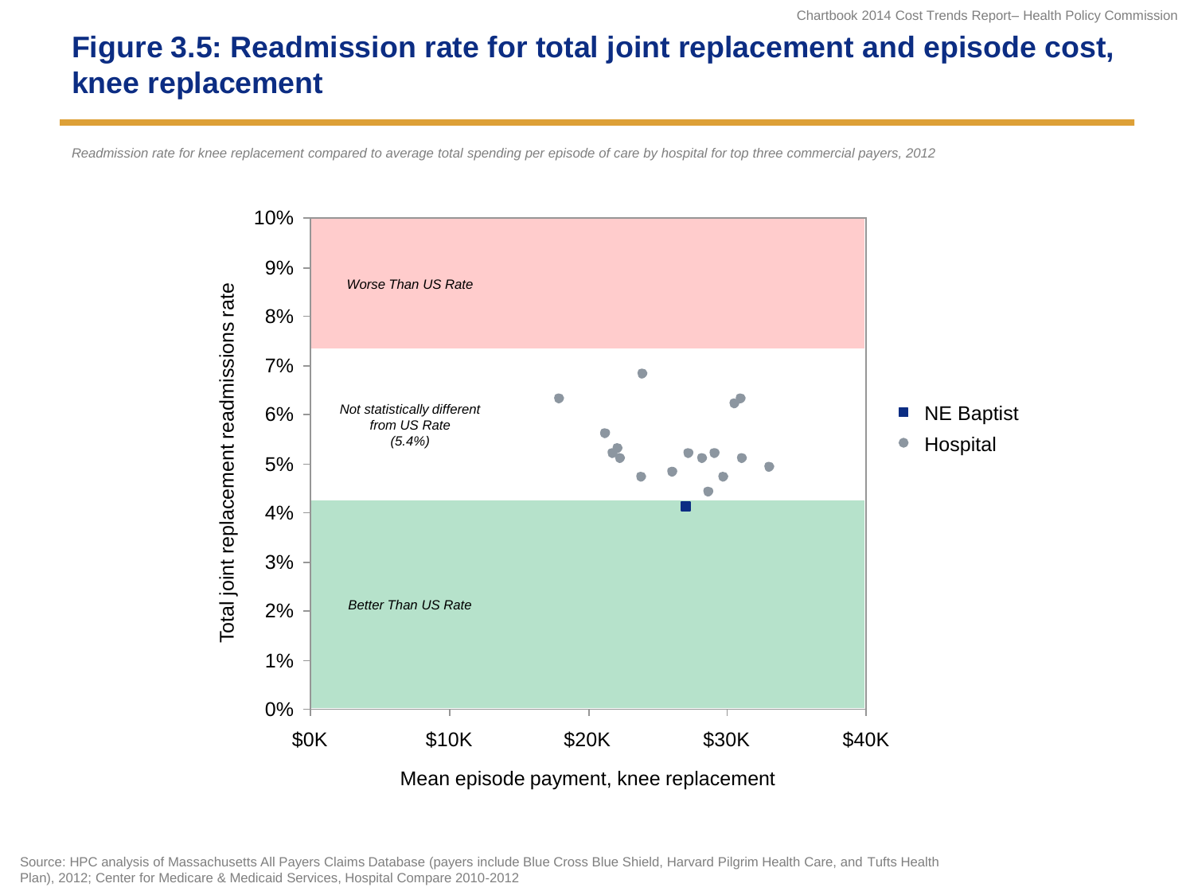# Figure 3.5: Readmission rate for total joint replacement and episode cost, knee replacement

*Readmission rate for knee replacement compared to average total spending per episode of care by hospital for top three commercial payers, 2012*

Total joint replacement readmissions rate

10%
9%
8%
7%
6%
5%
4%
3%
2%
1%
0%

*Worse Than US Rate*

*Not statistically different from US Rate (5.4%)*

*Better Than US Rate*

$0K $10K $20K $30K $40K

Mean episode payment, knee replacement

- NE Baptist
- Hospital

Source: HPC analysis of Massachusetts All Payers Claims Database (payers include Blue Cross Blue Shield, Harvard Pilgrim Health Care, and Tufts Health Plan), 2012; Center for Medicare & Medicaid Services, Hospital Compare 2010-2012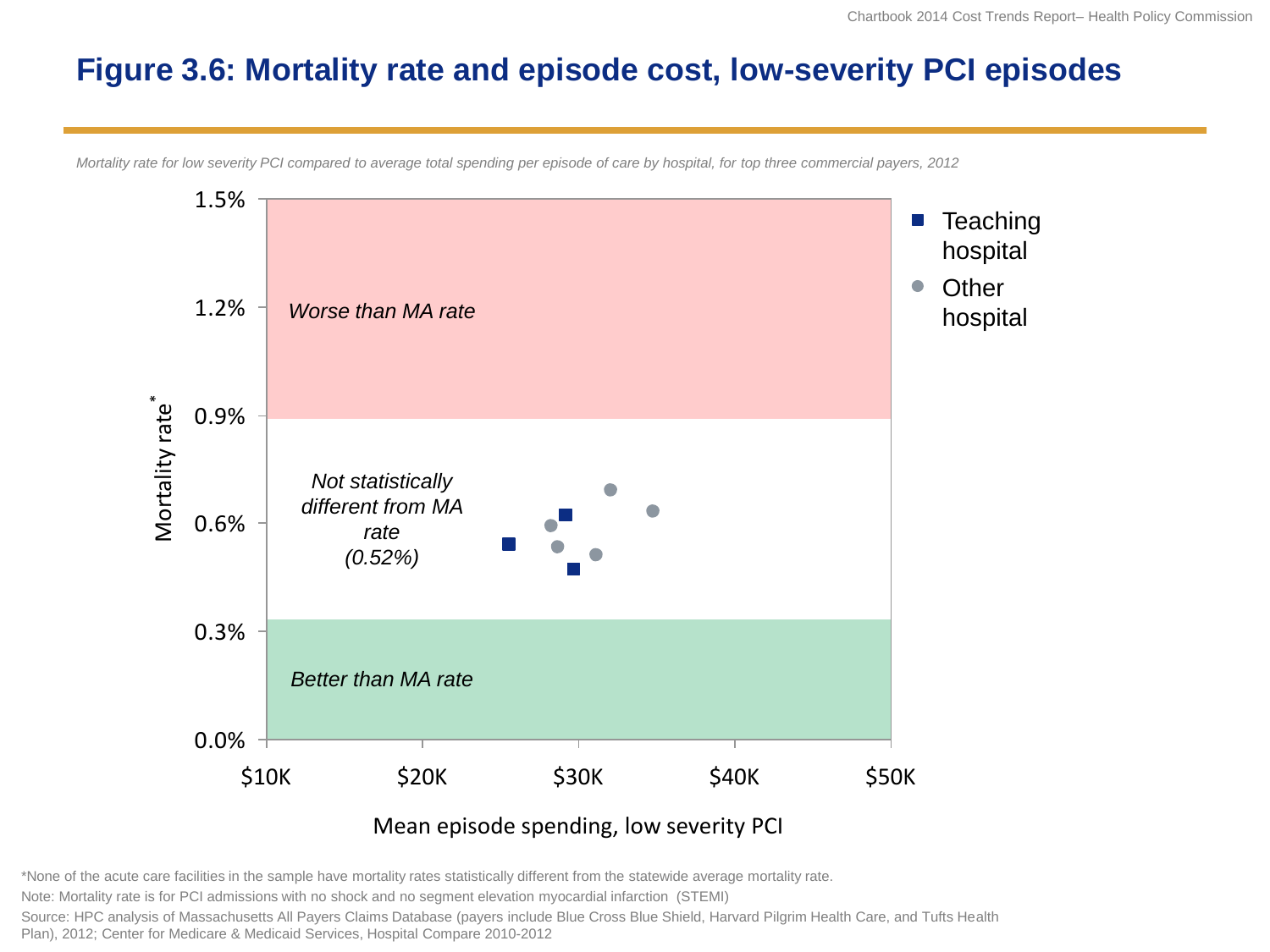# Figure 3.6: Mortality rate and episode cost, low-severity PCI episodes

*Mortality rate for low severity PCI compared to average total spending per episode of care by hospital, for top three commercial payers, 2012*

Mortality rate*

1.5%
1.2%
0.9%
0.6%
0.3%
0.0%

*Worse than MA rate*

*Not statistically different from MA rate (0.52%)*

*Better than MA rate*

$10K $20K $30K $40K $50K

Mean episode spending, low severity PCI

■ Teaching hospital
● Other hospital

*None of the acute care facilities in the sample have mortality rates statistically different from the statewide average mortality rate.

Note: Mortality rate is for PCI admissions with no shock and no segment elevation myocardial infarction (STEMI)

Source: HPC analysis of Massachusetts All Payers Claims Database (payers include Blue Cross Blue Shield, Harvard Pilgrim Health Care, and Tufts Health Plan), 2012; Center for Medicare & Medicaid Services, Hospital Compare 2010-2012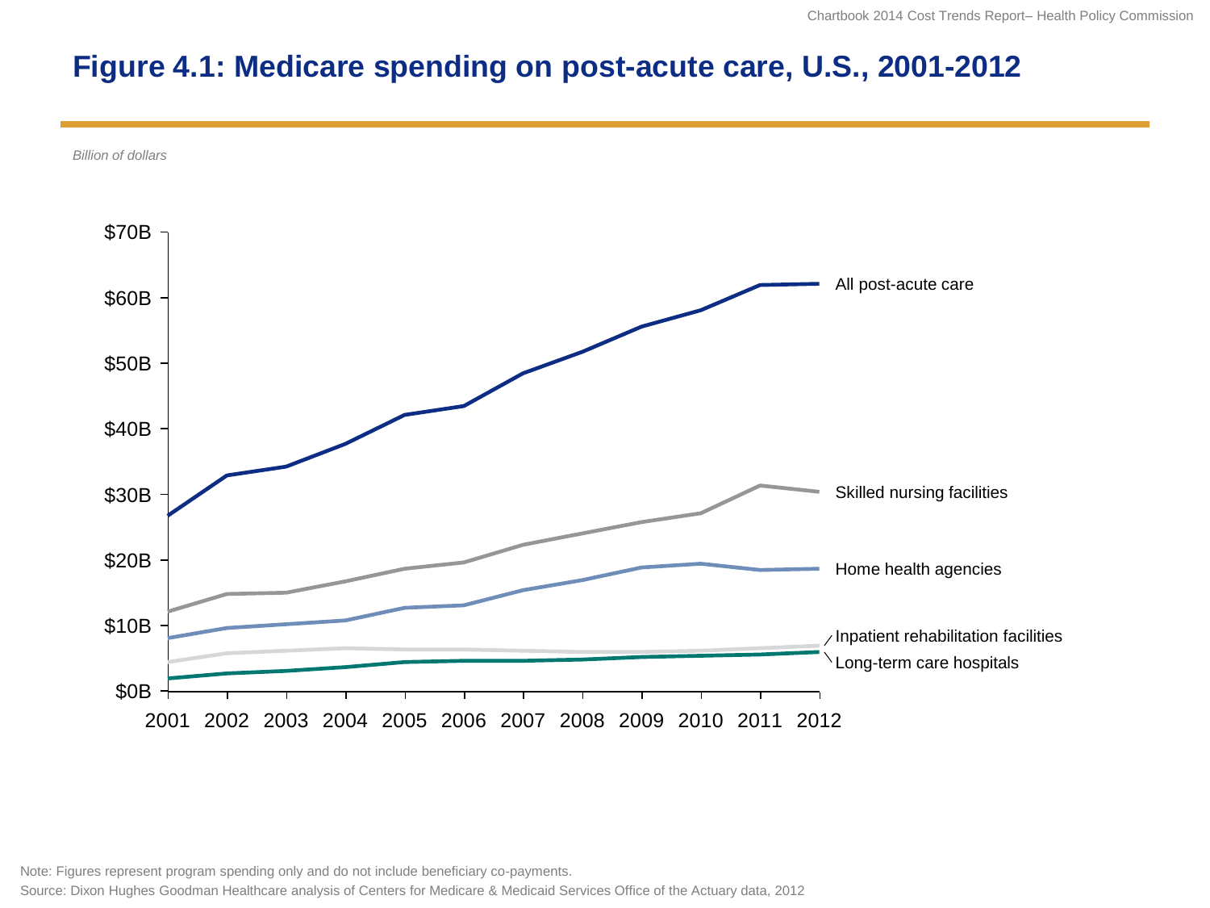# Figure 4.1: Medicare spending on post-acute care, U.S., 2001-2012

*Billion of dollars*

$70B
$60B
$50B
$40B
$30B
$20B
$10B
$0B

2001 2002 2003 2004 2005 2006 2007 2008 2009 2010 2011 2012

All post-acute care

Skilled nursing facilities

Home health agencies

Inpatient rehabilitation facilities

Long-term care hospitals

Note: Figures represent program spending only and do not include beneficiary co-payments.

Source: Dixon Hughes Goodman Healthcare analysis of Centers for Medicare & Medicaid Services Office of the Actuary data, 2012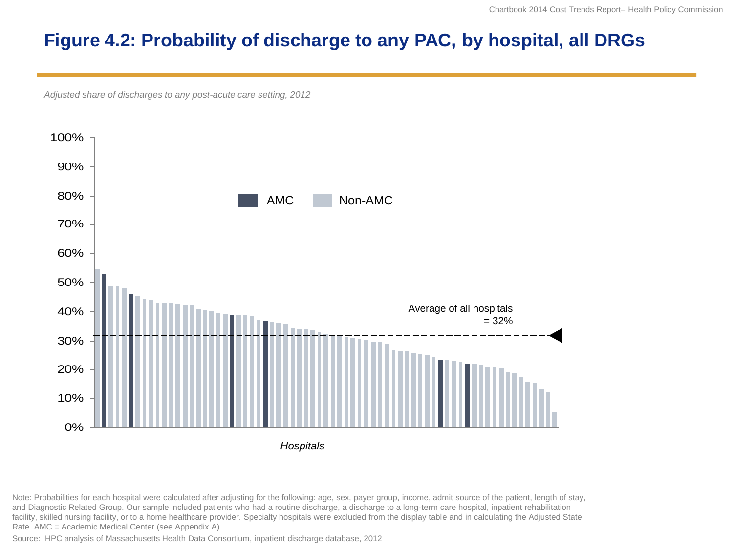# Figure 4.2: Probability of discharge to any PAC, by hospital, all DRGs

*Adjusted share of discharges to any post-acute care setting, 2012*

AMC   Non-AMC

Average of all hospitals = 32%

*Hospitals*

Note: Probabilities for each hospital were calculated after adjusting for the following: age, sex, payer group, income, admit source of the patient, length of stay, and Diagnostic Related Group. Our sample included patients who had a routine discharge, a discharge to a long-term care hospital, inpatient rehabilitation facility, skilled nursing facility, or to a home healthcare provider. Specialty hospitals were excluded from the display table and in calculating the Adjusted State Rate. AMC = Academic Medical Center (see Appendix A)

Source: HPC analysis of Massachusetts Health Data Consortium, inpatient discharge database, 2012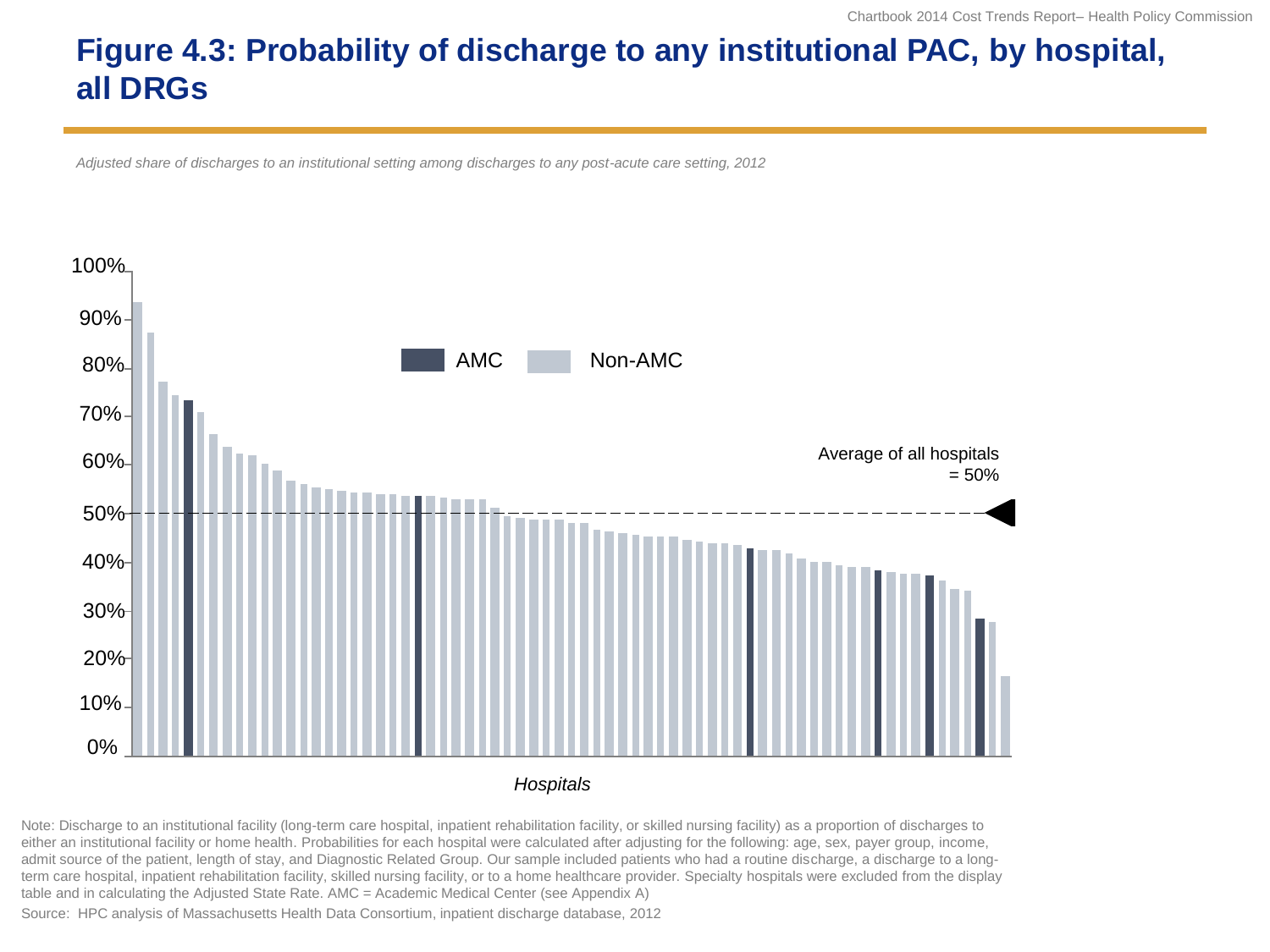# Figure 4.3: Probability of discharge to any institutional PAC, by hospital, all DRGs

*Adjusted share of discharges to an institutional setting among discharges to any post-acute care setting, 2012*

100%
90%
80%
70%
60%
50%
40%
30%
20%
10%
0%

AMC Non-AMC

Average of all hospitals = 50%

*Hospitals*

Note: Discharge to an institutional facility (long-term care hospital, inpatient rehabilitation facility, or skilled nursing facility) as a proportion of discharges to either an institutional facility or home health. Probabilities for each hospital were calculated after adjusting for the following: age, sex, payer group, income, admit source of the patient, length of stay, and Diagnostic Related Group. Our sample included patients who had a routine discharge, a discharge to a long-term care hospital, inpatient rehabilitation facility, skilled nursing facility, or to a home healthcare provider. Specialty hospitals were excluded from the display table and in calculating the Adjusted State Rate. AMC = Academic Medical Center (see Appendix A)

Source: HPC analysis of Massachusetts Health Data Consortium, inpatient discharge database, 2012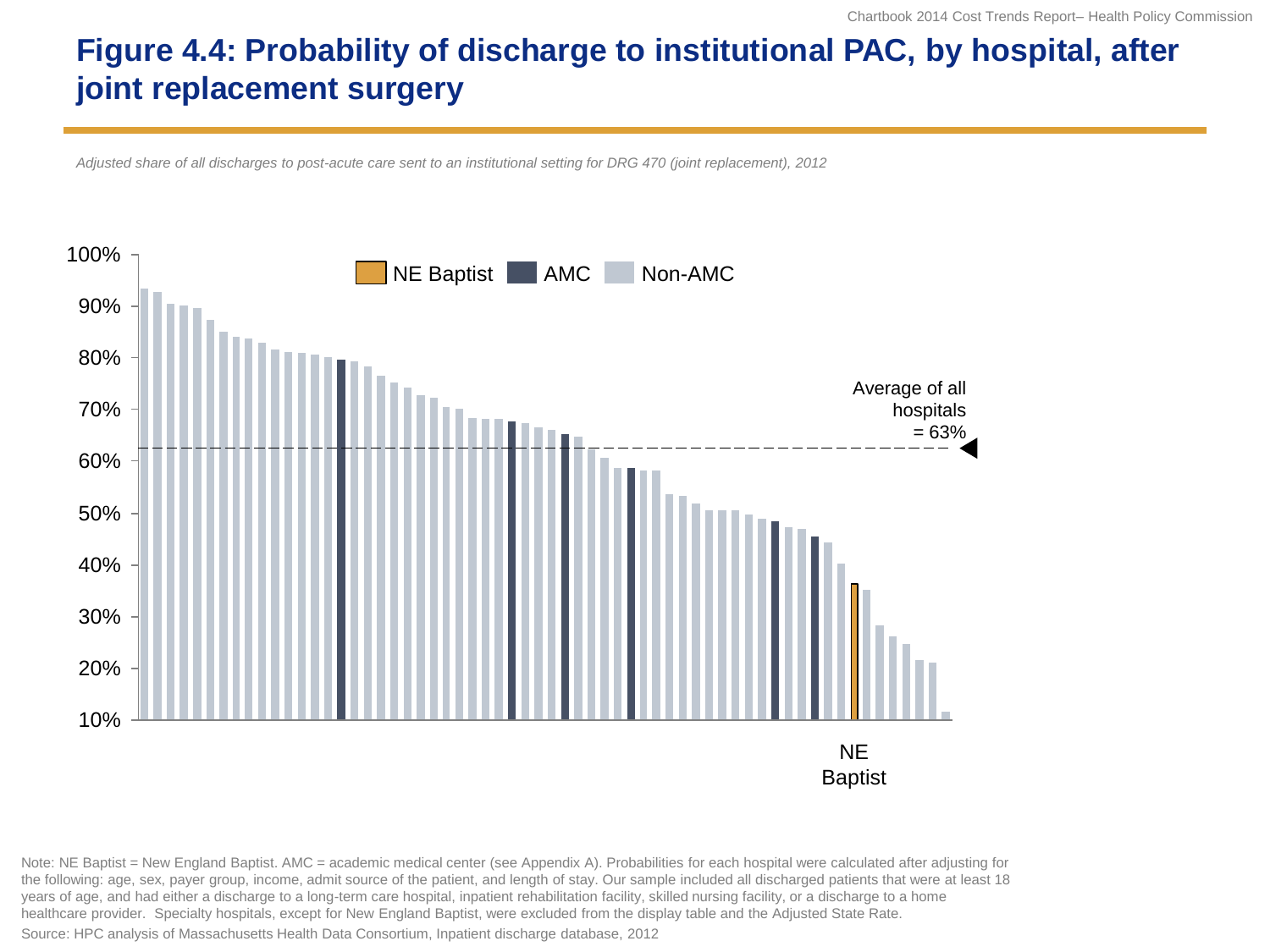# Figure 4.4: Probability of discharge to institutional PAC, by hospital, after joint replacement surgery

*Adjusted share of all discharges to post-acute care sent to an institutional setting for DRG 470 (joint replacement), 2012*

NE Baptist | AMC | Non-AMC

100%
90%
80%
70%
60%
50%
40%
30%
20%
10%

Average of all hospitals = 63%

NE Baptist

Note: NE Baptist = New England Baptist. AMC = academic medical center (see Appendix A). Probabilities for each hospital were calculated after adjusting for the following: age, sex, payer group, income, admit source of the patient, and length of stay. Our sample included all discharged patients that were at least 18 years of age, and had either a discharge to a long-term care hospital, inpatient rehabilitation facility, skilled nursing facility, or a discharge to a home healthcare provider. Specialty hospitals, except for New England Baptist, were excluded from the display table and the Adjusted State Rate.

Source: HPC analysis of Massachusetts Health Data Consortium, Inpatient discharge database, 2012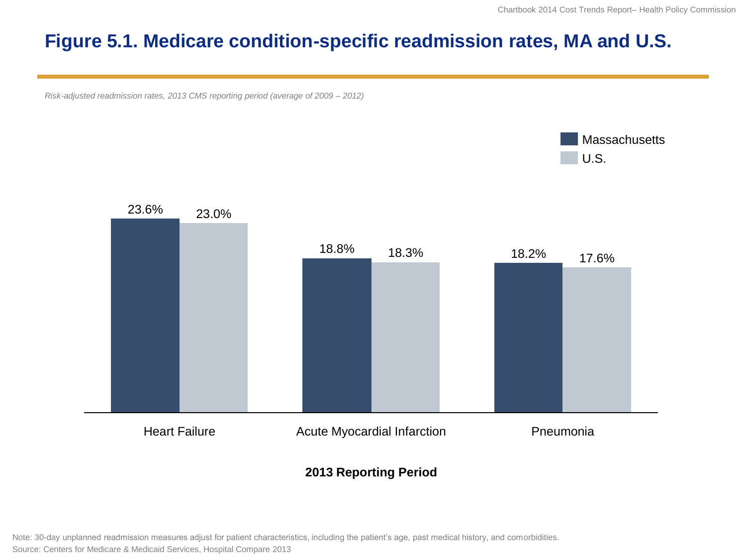# Figure 5.1. Medicare condition-specific readmission rates, MA and U.S.

*Risk-adjusted readmission rates, 2013 CMS reporting period (average of 2009 – 2012)*

| 2013 Reporting Period | Massachusetts | U.S. |
| --- | --- | --- |
| Heart Failure | 23.6% | 23.0% |
| Acute Myocardial Infarction | 18.8% | 18.3% |
| Pneumonia | 18.2% | 17.6% |

Note: 30-day unplanned readmission measures adjust for patient characteristics, including the patient's age, past medical history, and comorbidities.
Source: Centers for Medicare & Medicaid Services, Hospital Compare 2013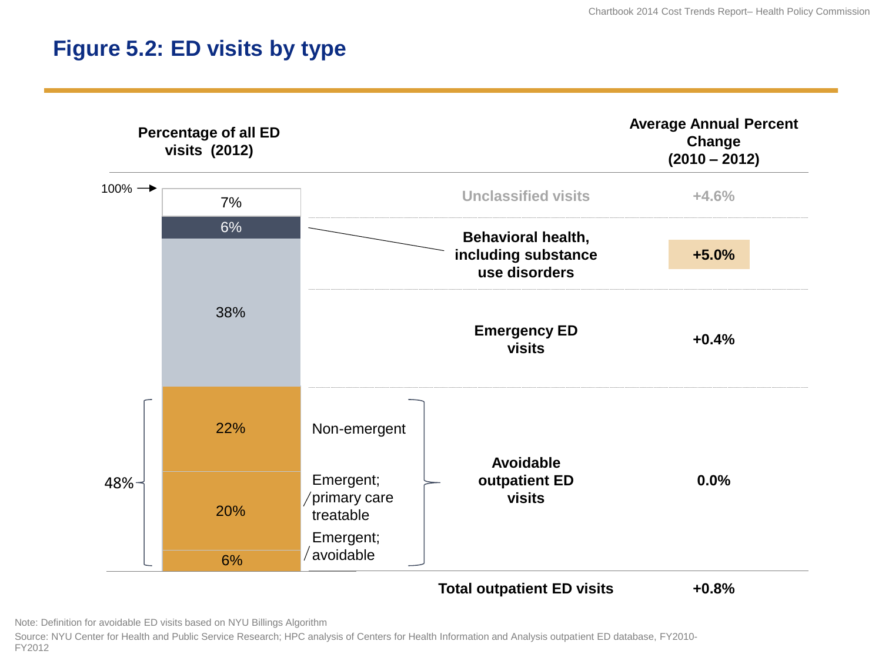# Figure 5.2: ED visits by type

| Percentage of all ED visits (2012) | | Type | Average Annual Percent Change (2010 – 2012) |
|---|---|---|---|
| 7% | | Unclassified visits | +4.6% |
| 6% | | Behavioral health, including substance use disorders | **+5.0%** |
| 38% | | Emergency ED visits | +0.4% |
| 22% | Non-emergent | Avoidable outpatient ED visits (48%) | 0.0% |
| 20% | Emergent; primary care treatable | | |
| 6% | Emergent; avoidable | | |
| | | **Total outpatient ED visits** | **+0.8%** |

Note: Definition for avoidable ED visits based on NYU Billings Algorithm

Source: NYU Center for Health and Public Service Research; HPC analysis of Centers for Health Information and Analysis outpatient ED database, FY2010-FY2012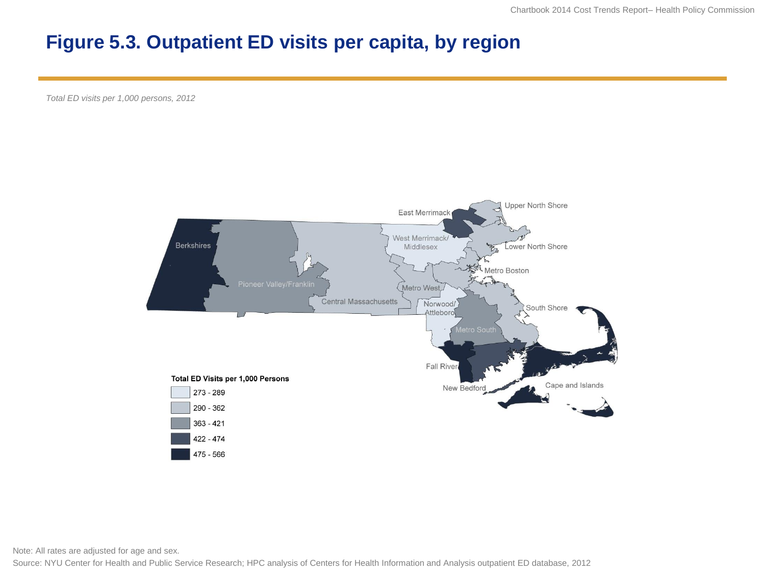# Figure 5.3. Outpatient ED visits per capita, by region

*Total ED visits per 1,000 persons, 2012*

Upper North Shore

East Merrimack

West Merrimack/ Middlesex

Lower North Shore

Berkshires

Metro Boston

Pioneer Valley/Franklin

Metro West

Central Massachusetts

Norwood/ Attleboro

South Shore

Metro South

Fall River

New Bedford

Cape and Islands

**Total ED Visits per 1,000 Persons**

- 273 - 289
- 290 - 362
- 363 - 421
- 422 - 474
- 475 - 566

Note: All rates are adjusted for age and sex.

Source: NYU Center for Health and Public Service Research; HPC analysis of Centers for Health Information and Analysis outpatient ED database, 2012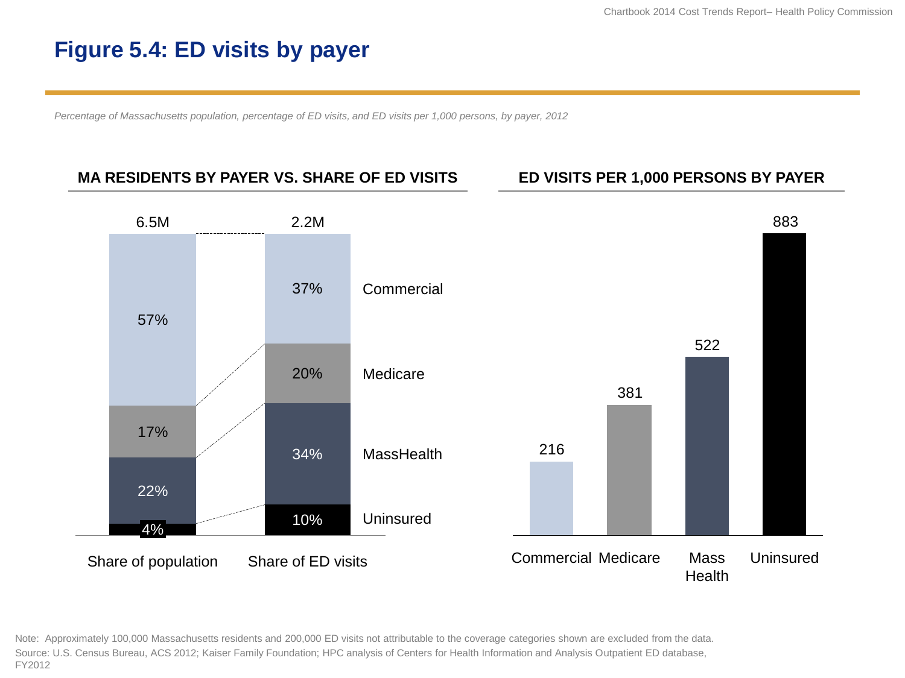# Figure 5.4: ED visits by payer

*Percentage of Massachusetts population, percentage of ED visits, and ED visits per 1,000 persons, by payer, 2012*

### MA RESIDENTS BY PAYER VS. SHARE OF ED VISITS

| Payer | Share of population (6.5M) | Share of ED visits (2.2M) |
|---|---|---|
| Commercial | 57% | 37% |
| Medicare | 17% | 20% |
| MassHealth | 22% | 34% |
| Uninsured | 4% | 10% |

### ED VISITS PER 1,000 PERSONS BY PAYER

| Payer | ED visits per 1,000 persons |
|---|---|
| Commercial | 216 |
| Medicare | 381 |
| Mass Health | 522 |
| Uninsured | 883 |

Note: Approximately 100,000 Massachusetts residents and 200,000 ED visits not attributable to the coverage categories shown are excluded from the data.

Source: U.S. Census Bureau, ACS 2012; Kaiser Family Foundation; HPC analysis of Centers for Health Information and Analysis Outpatient ED database, FY2012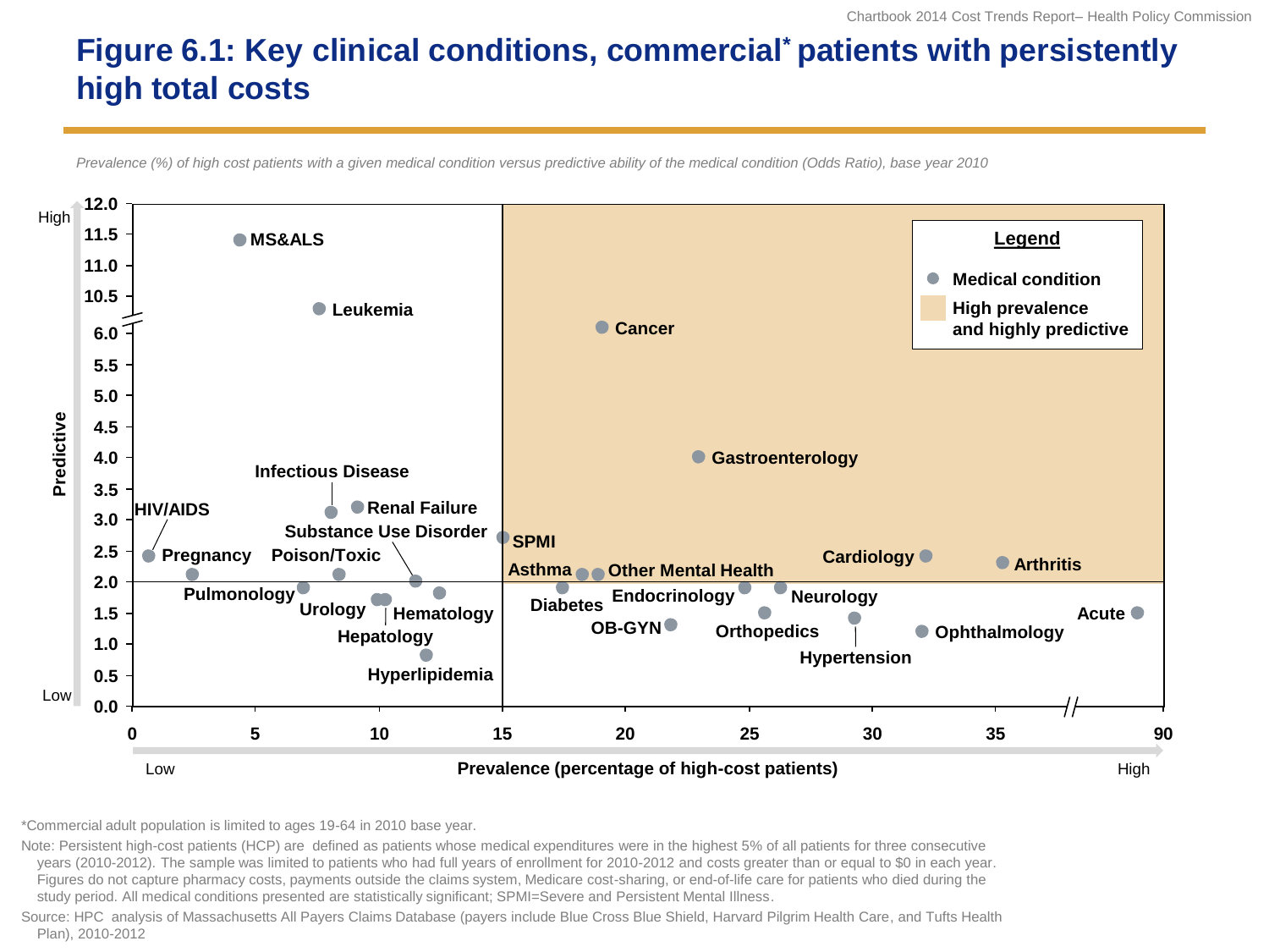# Figure 6.1: Key clinical conditions, commercial* patients with persistently high total costs

*Prevalence (%) of high cost patients with a given medical condition versus predictive ability of the medical condition (Odds Ratio), base year 2010*

Legend
- Medical condition
- High prevalence and highly predictive

Predictive (Low – High): 0.0, 0.5, 1.0, 1.5, 2.0, 2.5, 3.0, 3.5, 4.0, 4.5, 5.0, 5.5, 6.0, 10.5, 11.0, 11.5, 12.0

Prevalence (percentage of high-cost patients) (Low – High): 0, 5, 10, 15, 20, 25, 30, 35, 90

MS&ALS, Leukemia, Cancer, Gastroenterology, Infectious Disease, Renal Failure, HIV/AIDS, Substance Use Disorder, SPMI, Pregnancy, Poison/Toxic, Asthma, Other Mental Health, Cardiology, Arthritis, Pulmonology, Urology, Hematology, Hepatology, Hyperlipidemia, Diabetes, Endocrinology, Neurology, OB-GYN, Orthopedics, Hypertension, Ophthalmology, Acute

*Commercial adult population is limited to ages 19-64 in 2010 base year.

Note: Persistent high-cost patients (HCP) are defined as patients whose medical expenditures were in the highest 5% of all patients for three consecutive years (2010-2012). The sample was limited to patients who had full years of enrollment for 2010-2012 and costs greater than or equal to $0 in each year. Figures do not capture pharmacy costs, payments outside the claims system, Medicare cost-sharing, or end-of-life care for patients who died during the study period. All medical conditions presented are statistically significant; SPMI=Severe and Persistent Mental Illness.

Source: HPC analysis of Massachusetts All Payers Claims Database (payers include Blue Cross Blue Shield, Harvard Pilgrim Health Care, and Tufts Health Plan), 2010-2012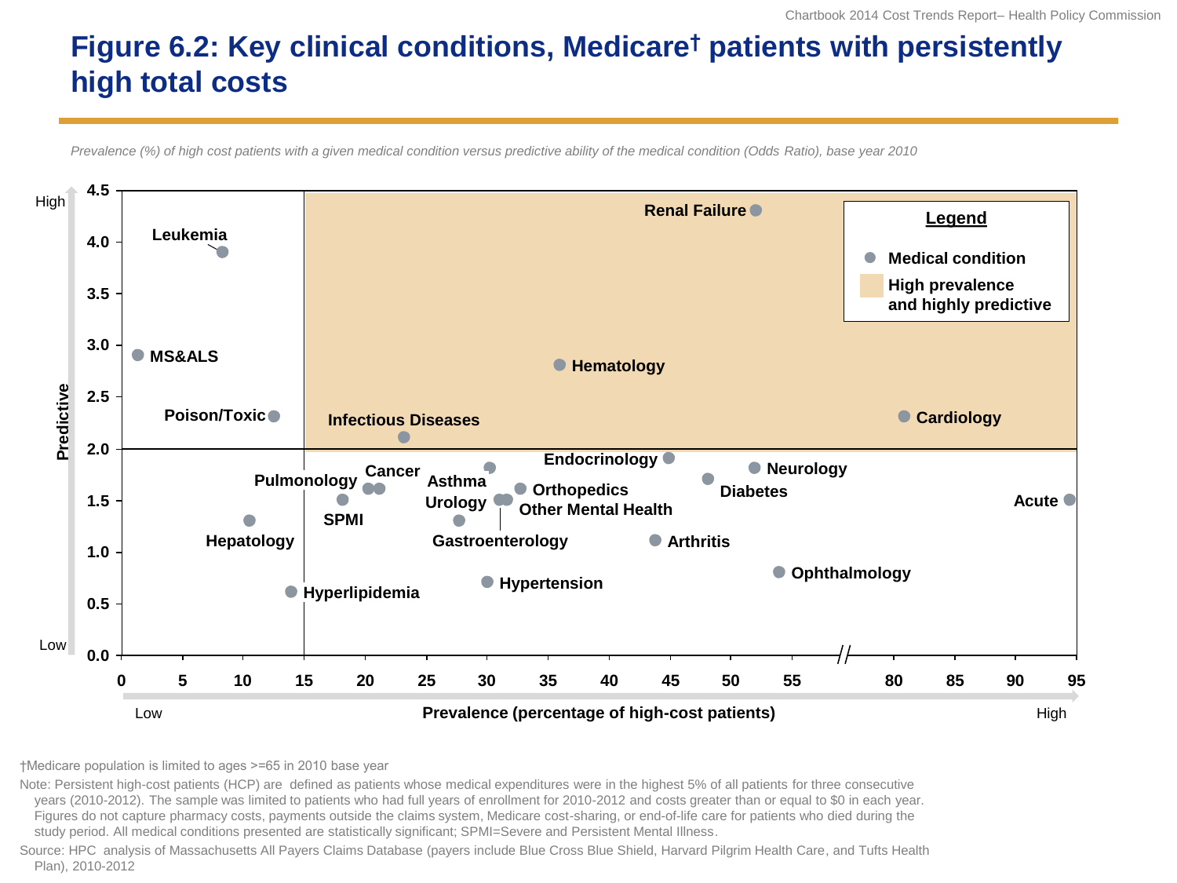# Figure 6.2: Key clinical conditions, Medicare† patients with persistently high total costs

*Prevalence (%) of high cost patients with a given medical condition versus predictive ability of the medical condition (Odds Ratio), base year 2010*

Predictive (Low to High), 0.0 to 4.5

Prevalence (percentage of high-cost patients) (Low to High), 0 to 95

Legend

- Medical condition
- High prevalence and highly predictive

| Medical condition | Prevalence (approx.) | Predictive (approx.) |
|---|---|---|
| MS&ALS | 1 | 2.9 |
| Leukemia | 8 | 3.9 |
| Hepatology | 10 | 1.3 |
| Poison/Toxic | 12 | 2.3 |
| Hyperlipidemia | 14 | 0.6 |
| SPMI | 18 | 1.5 |
| Pulmonology | 20 | 1.6 |
| Cancer | 21 | 1.6 |
| Infectious Diseases | 23 | 2.1 |
| Gastroenterology | 28 | 1.3 |
| Asthma | 30 | 1.8 |
| Hypertension | 30 | 0.7 |
| Urology | 31 | 1.5 |
| Other Mental Health | 32 | 1.5 |
| Orthopedics | 33 | 1.6 |
| Hematology | 36 | 2.8 |
| Arthritis | 44 | 1.1 |
| Endocrinology | 45 | 1.9 |
| Diabetes | 48 | 1.7 |
| Neurology | 52 | 1.8 |
| Renal Failure | 52 | 4.3 |
| Ophthalmology | 54 | 0.8 |
| Cardiology | 81 | 2.3 |
| Acute | 94 | 1.5 |

†Medicare population is limited to ages >=65 in 2010 base year

Note: Persistent high-cost patients (HCP) are defined as patients whose medical expenditures were in the highest 5% of all patients for three consecutive years (2010-2012). The sample was limited to patients who had full years of enrollment for 2010-2012 and costs greater than or equal to $0 in each year. Figures do not capture pharmacy costs, payments outside the claims system, Medicare cost-sharing, or end-of-life care for patients who died during the study period. All medical conditions presented are statistically significant; SPMI=Severe and Persistent Mental Illness.

Source: HPC analysis of Massachusetts All Payers Claims Database (payers include Blue Cross Blue Shield, Harvard Pilgrim Health Care, and Tufts Health Plan), 2010-2012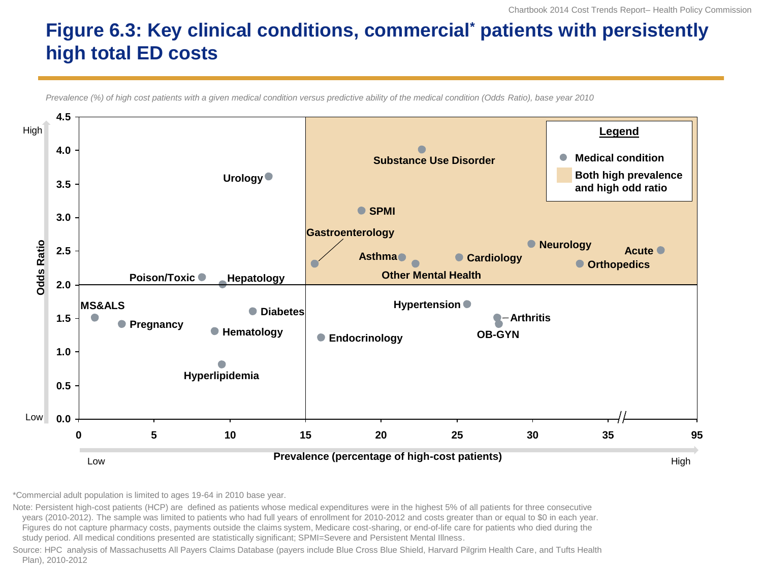# Figure 6.3: Key clinical conditions, commercial* patients with persistently high total ED costs

*Prevalence (%) of high cost patients with a given medical condition versus predictive ability of the medical condition (Odds Ratio), base year 2010*

Legend:
- Medical condition
- Both high prevalence and high odd ratio

Odds Ratio (Low to High), 0.0–4.5

Prevalence (percentage of high-cost patients) (Low to High), 0–35, 95

| Medical condition | Prevalence (approx.) | Odds Ratio (approx.) |
|---|---|---|
| MS&ALS | 1 | 1.5 |
| Pregnancy | 3 | 1.4 |
| Poison/Toxic | 8 | 2.1 |
| Hematology | 9 | 1.3 |
| Hyperlipidemia | 9.5 | 0.8 |
| Hepatology | 9.5 | 2.0 |
| Diabetes | 11.5 | 1.6 |
| Urology | 12.5 | 3.6 |
| Gastroenterology | 15.5 | 2.3 |
| Endocrinology | 16 | 1.2 |
| SPMI | 18.5 | 3.1 |
| Asthma | 21.5 | 2.4 |
| Other Mental Health | 22 | 2.3 |
| Substance Use Disorder | 22.5 | 4.0 |
| Cardiology | 25 | 2.4 |
| Hypertension | 25.5 | 1.7 |
| Arthritis | 27.5 | 1.5 |
| OB-GYN | 28 | 1.4 |
| Neurology | 30 | 2.6 |
| Orthopedics | 33 | 2.3 |
| Acute | >35 | 2.5 |

*Commercial adult population is limited to ages 19-64 in 2010 base year.

Note: Persistent high-cost patients (HCP) are defined as patients whose medical expenditures were in the highest 5% of all patients for three consecutive years (2010-2012). The sample was limited to patients who had full years of enrollment for 2010-2012 and costs greater than or equal to $0 in each year. Figures do not capture pharmacy costs, payments outside the claims system, Medicare cost-sharing, or end-of-life care for patients who died during the study period. All medical conditions presented are statistically significant; SPMI=Severe and Persistent Mental Illness.

Source: HPC analysis of Massachusetts All Payers Claims Database (payers include Blue Cross Blue Shield, Harvard Pilgrim Health Care, and Tufts Health Plan), 2010-2012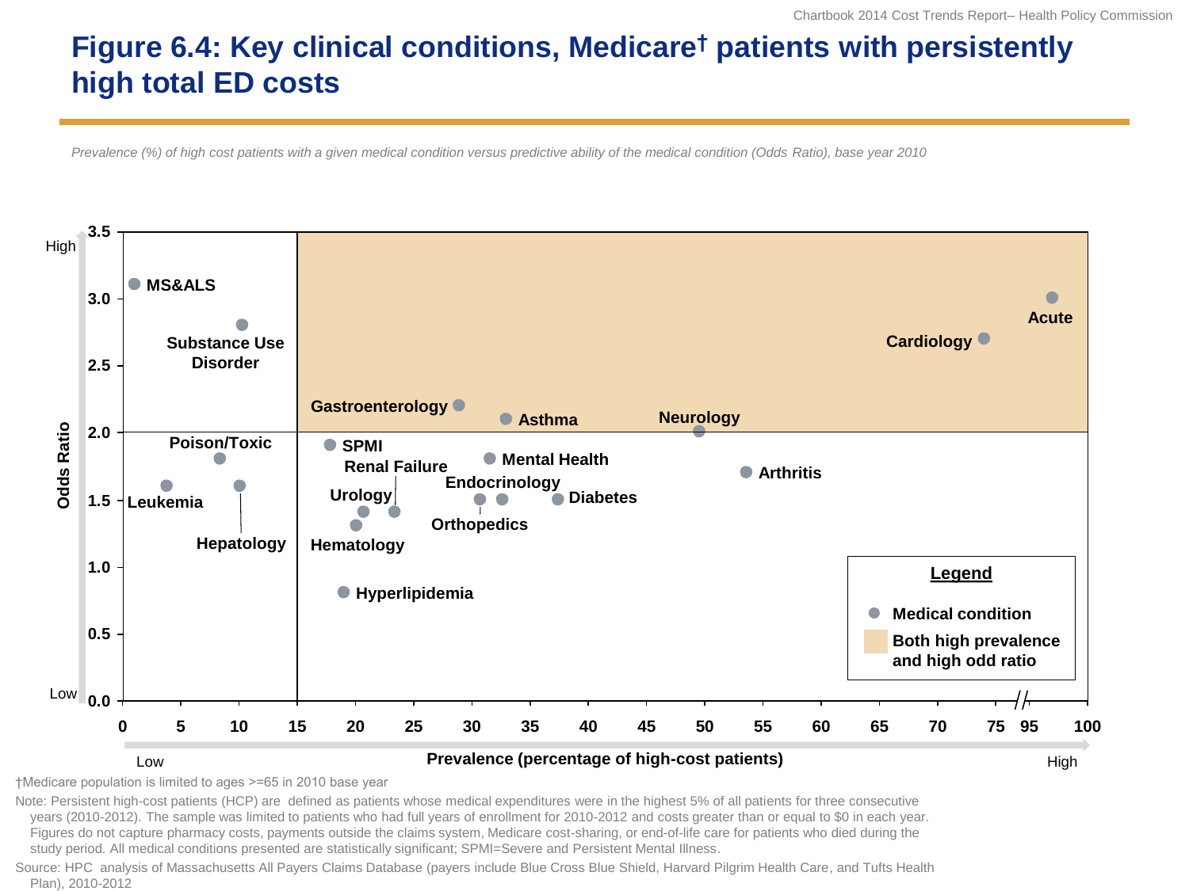# Figure 6.4: Key clinical conditions, Medicare† patients with persistently high total ED costs

*Prevalence (%) of high cost patients with a given medical condition versus predictive ability of the medical condition (Odds Ratio), base year 2010*

Odds Ratio (Low to High), 0.0 to 3.5

Prevalence (percentage of high-cost patients) (Low to High), 0 to 100

Conditions shown: MS&ALS, Substance Use Disorder, Poison/Toxic, Leukemia, Hepatology, Gastroenterology, Asthma, Neurology, Acute, Cardiology, SPMI, Mental Health, Renal Failure, Endocrinology, Urology, Diabetes, Orthopedics, Hematology, Arthritis, Hyperlipidemia

Legend
- Medical condition
- Both high prevalence and high odd ratio

†Medicare population is limited to ages >=65 in 2010 base year

Note: Persistent high-cost patients (HCP) are defined as patients whose medical expenditures were in the highest 5% of all patients for three consecutive years (2010-2012). The sample was limited to patients who had full years of enrollment for 2010-2012 and costs greater than or equal to $0 in each year. Figures do not capture pharmacy costs, payments outside the claims system, Medicare cost-sharing, or end-of-life care for patients who died during the study period. All medical conditions presented are statistically significant; SPMI=Severe and Persistent Mental Illness.

Source: HPC analysis of Massachusetts All Payers Claims Database (payers include Blue Cross Blue Shield, Harvard Pilgrim Health Care, and Tufts Health Plan), 2010-2012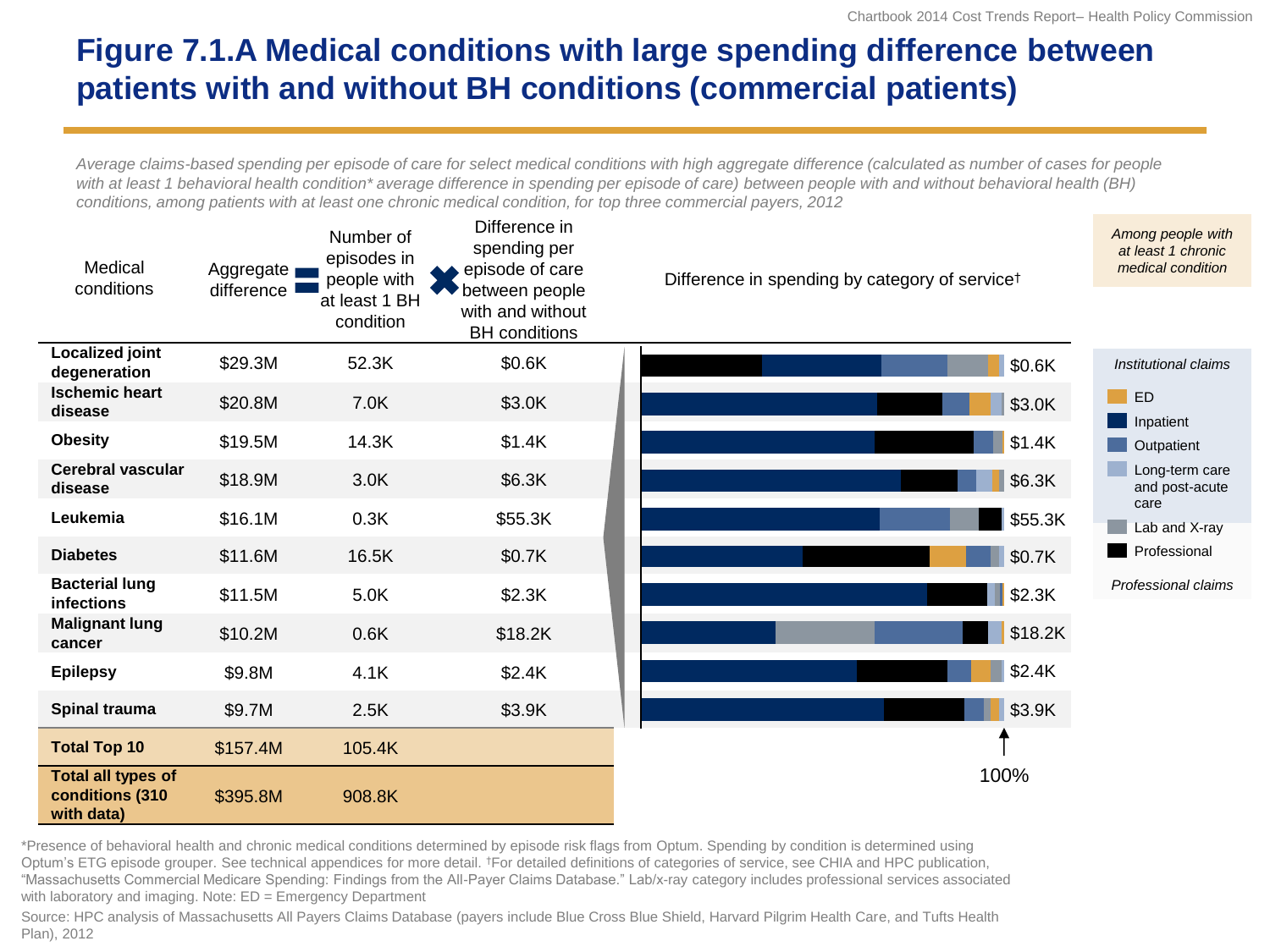# Figure 7.1.A Medical conditions with large spending difference between patients with and without BH conditions (commercial patients)

*Average claims-based spending per episode of care for select medical conditions with high aggregate difference (calculated as number of cases for people with at least 1 behavioral health condition* average difference in spending per episode of care) between people with and without behavioral health (BH) conditions, among patients with at least one chronic medical condition, for top three commercial payers, 2012*

*Among people with at least 1 chronic medical condition*

| Medical conditions | Aggregate difference | = Number of episodes in people with at least 1 BH condition | ✖ Difference in spending per episode of care between people with and without BH conditions |
|---|---|---|---|
| **Localized joint degeneration** | $29.3M | 52.3K | $0.6K |
| **Ischemic heart disease** | $20.8M | 7.0K | $3.0K |
| **Obesity** | $19.5M | 14.3K | $1.4K |
| **Cerebral vascular disease** | $18.9M | 3.0K | $6.3K |
| **Leukemia** | $16.1M | 0.3K | $55.3K |
| **Diabetes** | $11.6M | 16.5K | $0.7K |
| **Bacterial lung infections** | $11.5M | 5.0K | $2.3K |
| **Malignant lung cancer** | $10.2M | 0.6K | $18.2K |
| **Epilepsy** | $9.8M | 4.1K | $2.4K |
| **Spinal trauma** | $9.7M | 2.5K | $3.9K |
| **Total Top 10** | $157.4M | 105.4K | |
| **Total all types of conditions (310 with data)** | $395.8M | 908.8K | |

Difference in spending by category of service†

Institutional claims: ED, Inpatient, Outpatient, Long-term care and post-acute care

Professional claims: Lab and X-ray, Professional

100%

*Presence of behavioral health and chronic medical conditions determined by episode risk flags from Optum. Spending by condition is determined using Optum's ETG episode grouper. See technical appendices for more detail. †For detailed definitions of categories of service, see CHIA and HPC publication, "Massachusetts Commercial Medicare Spending: Findings from the All-Payer Claims Database." Lab/x-ray category includes professional services associated with laboratory and imaging. Note: ED = Emergency Department

Source: HPC analysis of Massachusetts All Payers Claims Database (payers include Blue Cross Blue Shield, Harvard Pilgrim Health Care, and Tufts Health Plan), 2012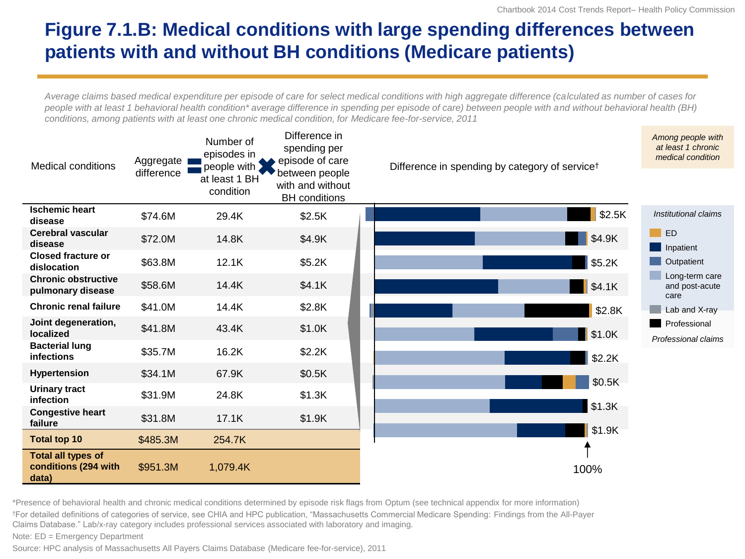# Figure 7.1.B: Medical conditions with large spending differences between patients with and without BH conditions (Medicare patients)

*Average claims based medical expenditure per episode of care for select medical conditions with high aggregate difference (calculated as number of cases for people with at least 1 behavioral health condition* average difference in spending per episode of care) between people with and without behavioral health (BH) conditions, among patients with at least one chronic medical condition, for Medicare fee-for-service, 2011*

| Medical conditions | Aggregate difference | = Number of episodes in people with at least 1 BH condition | × Difference in spending per episode of care between people with and without BH conditions | Difference in spending by category of service† |
|---|---|---|---|---|
| **Ischemic heart disease** | $74.6M | 29.4K | $2.5K | $2.5K |
| **Cerebral vascular disease** | $72.0M | 14.8K | $4.9K | $4.9K |
| **Closed fracture or dislocation** | $63.8M | 12.1K | $5.2K | $5.2K |
| **Chronic obstructive pulmonary disease** | $58.6M | 14.4K | $4.1K | $4.1K |
| **Chronic renal failure** | $41.0M | 14.4K | $2.8K | $2.8K |
| **Joint degeneration, localized** | $41.8M | 43.4K | $1.0K | $1.0K |
| **Bacterial lung infections** | $35.7M | 16.2K | $2.2K | $2.2K |
| **Hypertension** | $34.1M | 67.9K | $0.5K | $0.5K |
| **Urinary tract infection** | $31.9M | 24.8K | $1.3K | $1.3K |
| **Congestive heart failure** | $31.8M | 17.1K | $1.9K | $1.9K |
| **Total top 10** | $485.3M | 254.7K | | |
| **Total all types of conditions (294 with data)** | $951.3M | 1,079.4K | | |

100%

*Among people with at least 1 chronic medical condition*

*Institutional claims*
- ED
- Inpatient
- Outpatient
- Long-term care and post-acute care
- Lab and X-ray
- Professional

*Professional claims*

*Presence of behavioral health and chronic medical conditions determined by episode risk flags from Optum (see technical appendix for more information)

†For detailed definitions of categories of service, see CHIA and HPC publication, "Massachusetts Commercial Medicare Spending: Findings from the All-Payer Claims Database." Lab/x-ray category includes professional services associated with laboratory and imaging.

Note: ED = Emergency Department

Source: HPC analysis of Massachusetts All Payers Claims Database (Medicare fee-for-service), 2011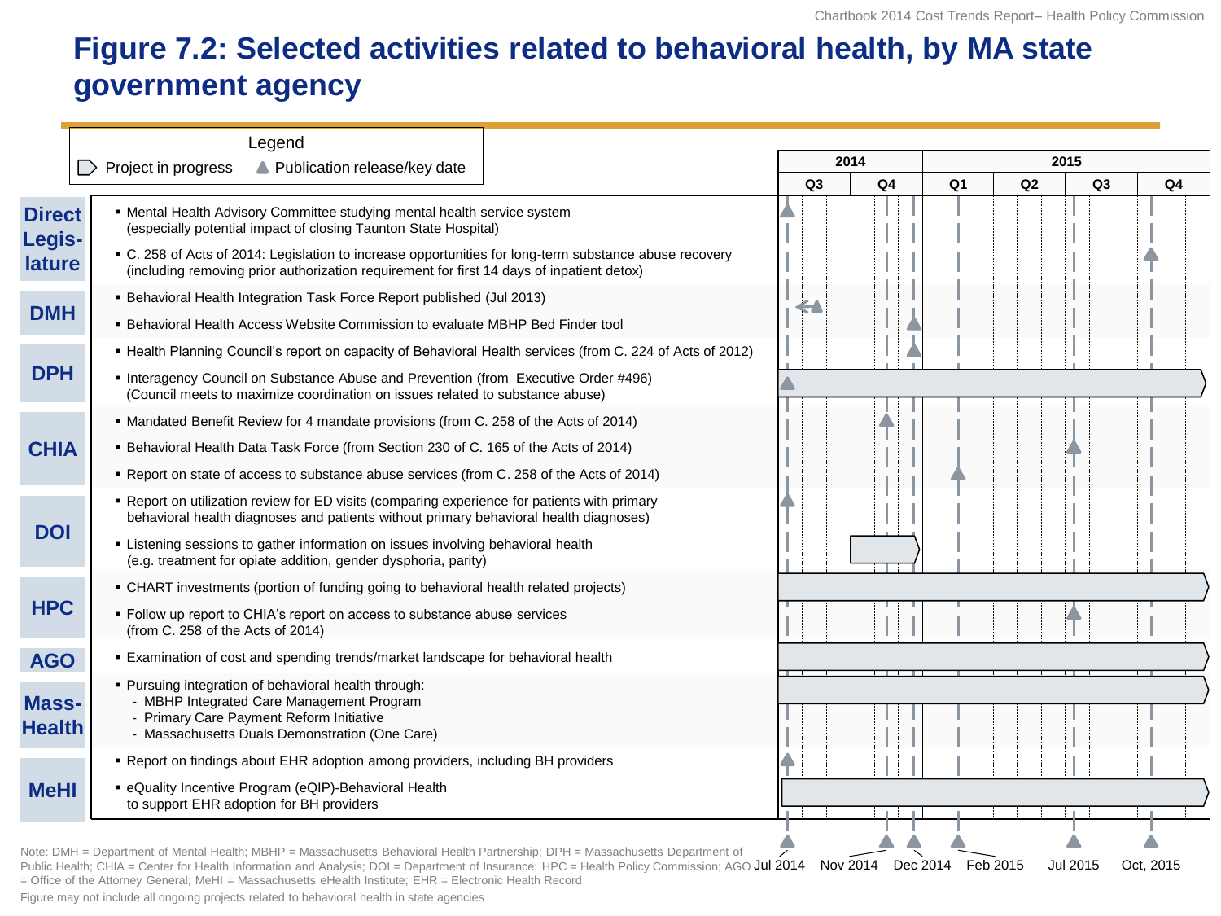# Figure 7.2: Selected activities related to behavioral health, by MA state government agency

**Legend**
- Project in progress
- Publication release/key date

| Agency | Activity | Timing (2014 Q3 – 2015 Q4) |
|---|---|---|
| Direct Legislature | Mental Health Advisory Committee studying mental health service system (especially potential impact of closing Taunton State Hospital) | Jul 2014 |
| | C. 258 of Acts of 2014: Legislation to increase opportunities for long-term substance abuse recovery (including removing prior authorization requirement for first 14 days of inpatient detox) | Oct, 2015 |
| DMH | Behavioral Health Integration Task Force Report published (Jul 2013) | Jul 2013 (prior to chart period) |
| | Behavioral Health Access Website Commission to evaluate MBHP Bed Finder tool | Dec 2014 |
| DPH | Health Planning Council's report on capacity of Behavioral Health services (from C. 224 of Acts of 2012) | Dec 2014 |
| | Interagency Council on Substance Abuse and Prevention (from Executive Order #496) (Council meets to maximize coordination on issues related to substance abuse) | Jul 2014; in progress through 2015 Q4 |
| CHIA | Mandated Benefit Review for 4 mandate provisions (from C. 258 of the Acts of 2014) | Nov 2014 |
| | Behavioral Health Data Task Force (from Section 230 of C. 165 of the Acts of 2014) | Jul 2015 |
| | Report on state of access to substance abuse services (from C. 258 of the Acts of 2014) | Feb 2015 |
| DOI | Report on utilization review for ED visits (comparing experience for patients with primary behavioral health diagnoses and patients without primary behavioral health diagnoses) | Jul 2014 |
| | Listening sessions to gather information on issues involving behavioral health (e.g. treatment for opiate addition, gender dysphoria, parity) | In progress, 2014 Q4 |
| HPC | CHART investments (portion of funding going to behavioral health related projects) | In progress, 2014 Q3 – 2015 Q4 |
| | Follow up report to CHIA's report on access to substance abuse services (from C. 258 of the Acts of 2014) | Jul 2015 |
| AGO | Examination of cost and spending trends/market landscape for behavioral health | In progress, 2014 Q3 – 2015 Q4 |
| MassHealth | Pursuing integration of behavioral health through:<br>- MBHP Integrated Care Management Program<br>- Primary Care Payment Reform Initiative<br>- Massachusetts Duals Demonstration (One Care) | In progress, 2014 Q3 – 2015 Q4 |
| MeHI | Report on findings about EHR adoption among providers, including BH providers | Jul 2014 |
| | eQuality Incentive Program (eQIP)-Behavioral Health to support EHR adoption for BH providers | In progress, 2014 Q3 – 2015 Q4 |

Key dates: Jul 2014, Nov 2014, Dec 2014, Feb 2015, Jul 2015, Oct, 2015

Note: DMH = Department of Mental Health; MBHP = Massachusetts Behavioral Health Partnership; DPH = Massachusetts Department of Public Health; CHIA = Center for Health Information and Analysis; DOI = Department of Insurance; HPC = Health Policy Commission; AGO = Office of the Attorney General; MeHI = Massachusetts eHealth Institute; EHR = Electronic Health Record

Figure may not include all ongoing projects related to behavioral health in state agencies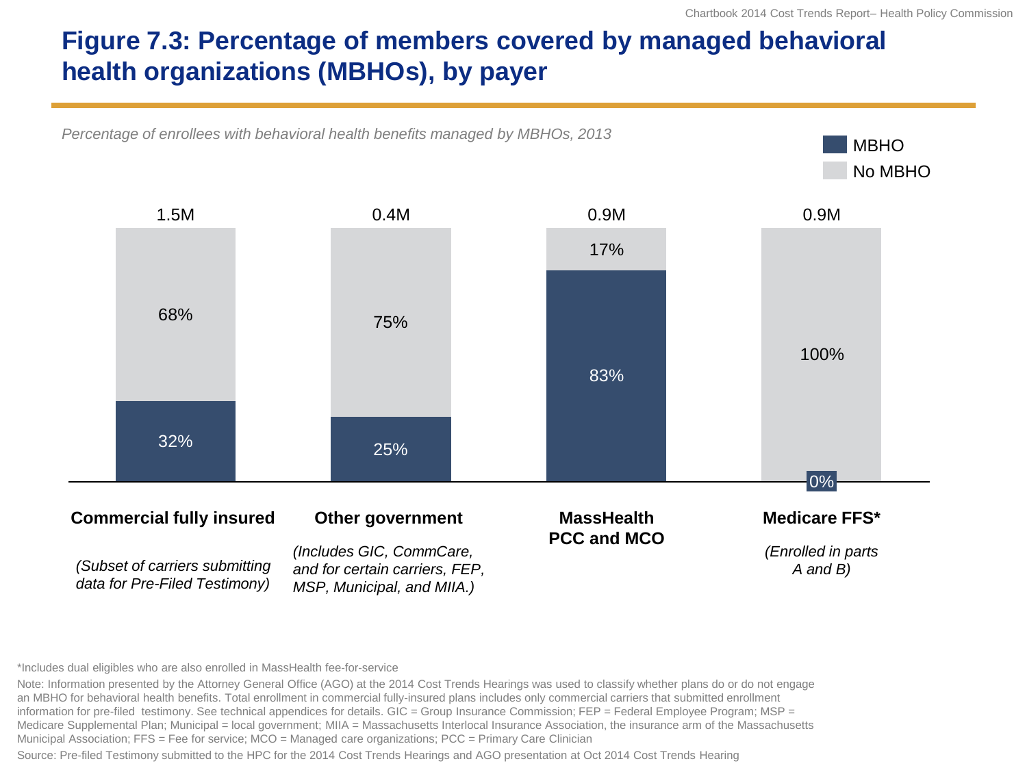# Figure 7.3: Percentage of members covered by managed behavioral health organizations (MBHOs), by payer

*Percentage of enrollees with behavioral health benefits managed by MBHOs, 2013*

| Payer | Total enrollees | MBHO | No MBHO |
|---|---|---|---|
| **Commercial fully insured** *(Subset of carriers submitting data for Pre-Filed Testimony)* | 1.5M | 32% | 68% |
| **Other government** *(Includes GIC, CommCare, and for certain carriers, FEP, MSP, Municipal, and MIIA.)* | 0.4M | 25% | 75% |
| **MassHealth PCC and MCO** | 0.9M | 83% | 17% |
| **Medicare FFS*** *(Enrolled in parts A and B)* | 0.9M | 0% | 100% |

*Includes dual eligibles who are also enrolled in MassHealth fee-for-service

Note: Information presented by the Attorney General Office (AGO) at the 2014 Cost Trends Hearings was used to classify whether plans do or do not engage an MBHO for behavioral health benefits. Total enrollment in commercial fully-insured plans includes only commercial carriers that submitted enrollment information for pre-filed testimony. See technical appendices for details. GIC = Group Insurance Commission; FEP = Federal Employee Program; MSP = Medicare Supplemental Plan; Municipal = local government; MIIA = Massachusetts Interlocal Insurance Association, the insurance arm of the Massachusetts Municipal Association; FFS = Fee for service; MCO = Managed care organizations; PCC = Primary Care Clinician

Source: Pre-filed Testimony submitted to the HPC for the 2014 Cost Trends Hearings and AGO presentation at Oct 2014 Cost Trends Hearing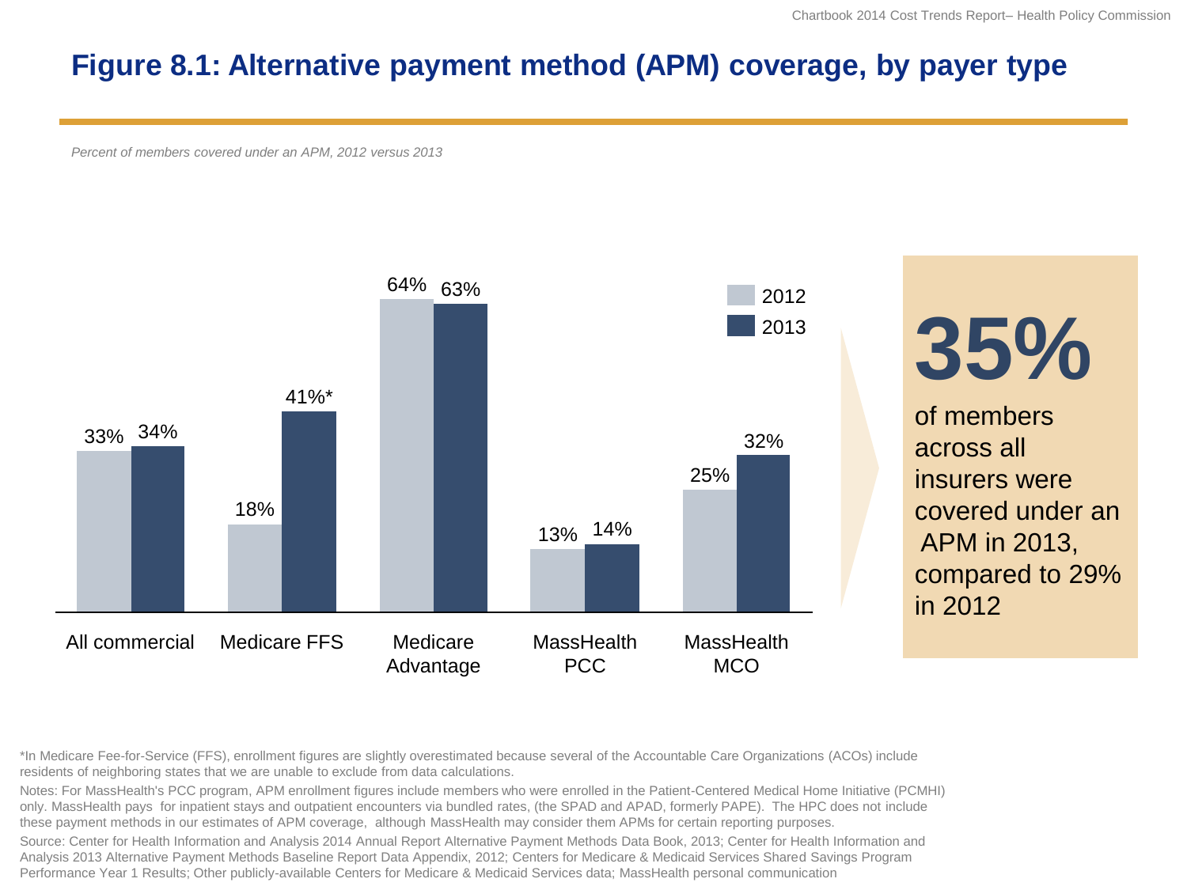# Figure 8.1: Alternative payment method (APM) coverage, by payer type

*Percent of members covered under an APM, 2012 versus 2013*

| | 2012 | 2013 |
|---|---|---|
| All commercial | 33% | 34% |
| Medicare FFS | 18% | 41%* |
| Medicare Advantage | 64% | 63% |
| MassHealth PCC | 13% | 14% |
| MassHealth MCO | 25% | 32% |

**35%** of members across all insurers were covered under an APM in 2013, compared to 29% in 2012

*In Medicare Fee-for-Service (FFS), enrollment figures are slightly overestimated because several of the Accountable Care Organizations (ACOs) include residents of neighboring states that we are unable to exclude from data calculations.

Notes: For MassHealth's PCC program, APM enrollment figures include members who were enrolled in the Patient-Centered Medical Home Initiative (PCMHI) only. MassHealth pays for inpatient stays and outpatient encounters via bundled rates, (the SPAD and APAD, formerly PAPE). The HPC does not include these payment methods in our estimates of APM coverage, although MassHealth may consider them APMs for certain reporting purposes.

Source: Center for Health Information and Analysis 2014 Annual Report Alternative Payment Methods Data Book, 2013; Center for Health Information and Analysis 2013 Alternative Payment Methods Baseline Report Data Appendix, 2012; Centers for Medicare & Medicaid Services Shared Savings Program Performance Year 1 Results; Other publicly-available Centers for Medicare & Medicaid Services data; MassHealth personal communication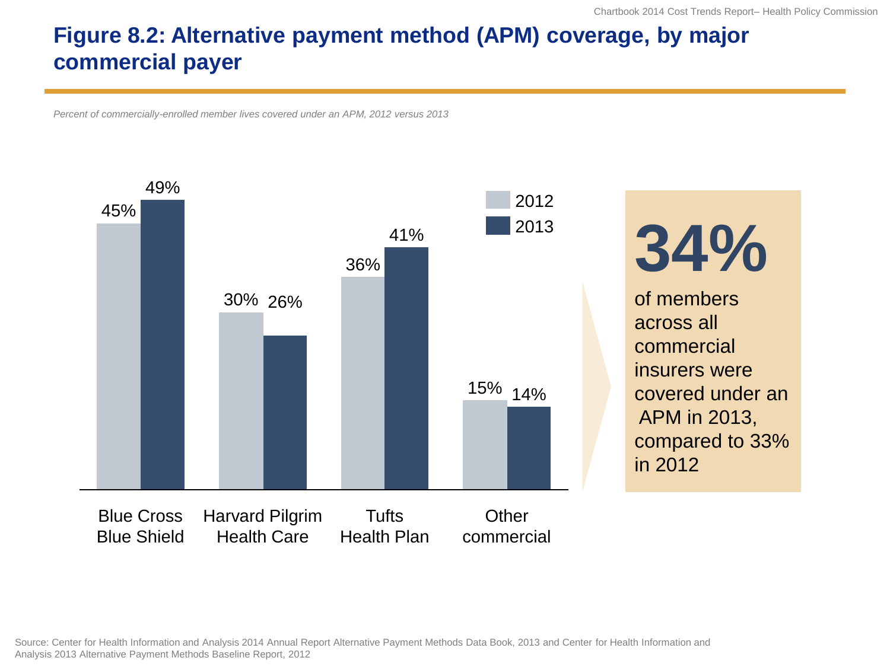# Figure 8.2: Alternative payment method (APM) coverage, by major commercial payer

*Percent of commercially-enrolled member lives covered under an APM, 2012 versus 2013*

| Payer | 2012 | 2013 |
|---|---|---|
| Blue Cross Blue Shield | 45% | 49% |
| Harvard Pilgrim Health Care | 30% | 26% |
| Tufts Health Plan | 36% | 41% |
| Other commercial | 15% | 14% |

**34%** of members across all commercial insurers were covered under an APM in 2013, compared to 33% in 2012

Source: Center for Health Information and Analysis 2014 Annual Report Alternative Payment Methods Data Book, 2013 and Center for Health Information and Analysis 2013 Alternative Payment Methods Baseline Report, 2012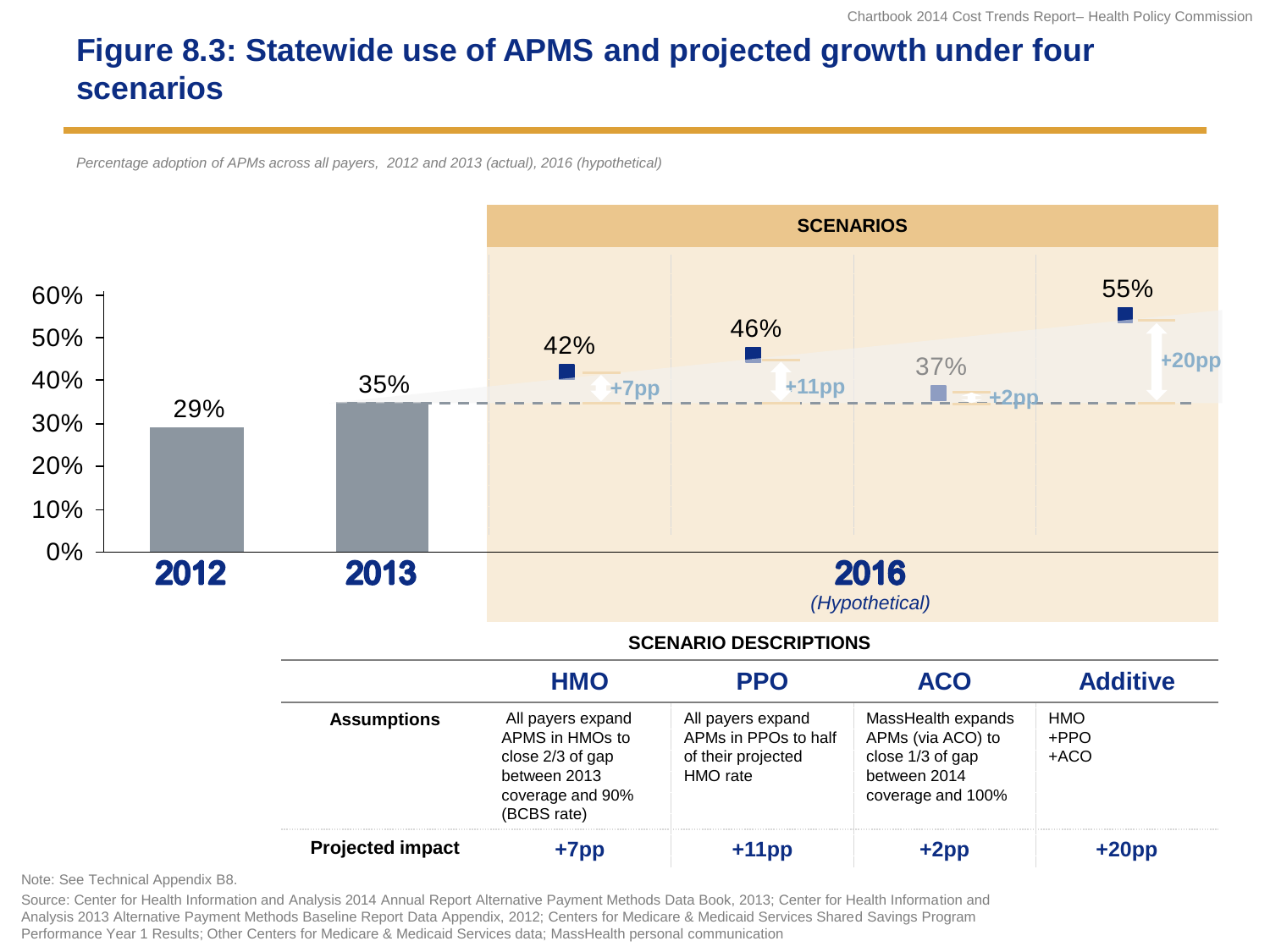# Figure 8.3: Statewide use of APMS and projected growth under four scenarios

*Percentage adoption of APMs across all payers, 2012 and 2013 (actual), 2016 (hypothetical)*

| Year | Adoption |
|---|---|
| 2012 | 29% |
| 2013 | 35% |

**SCENARIOS** — 2016 *(Hypothetical)*

| Scenario | Projected adoption | Change |
|---|---|---|
| HMO | 42% | +7pp |
| PPO | 46% | +11pp |
| ACO | 37% | +2pp |
| Additive | 55% | +20pp |

**SCENARIO DESCRIPTIONS**

| | HMO | PPO | ACO | Additive |
|---|---|---|---|---|
| **Assumptions** | All payers expand APMS in HMOs to close 2/3 of gap between 2013 coverage and 90% (BCBS rate) | All payers expand APMs in PPOs to half of their projected HMO rate | MassHealth expands APMs (via ACO) to close 1/3 of gap between 2014 coverage and 100% | HMO +PPO +ACO |
| **Projected impact** | +7pp | +11pp | +2pp | +20pp |

Note: See Technical Appendix B8.

Source: Center for Health Information and Analysis 2014 Annual Report Alternative Payment Methods Data Book, 2013; Center for Health Information and Analysis 2013 Alternative Payment Methods Baseline Report Data Appendix, 2012; Centers for Medicare & Medicaid Services Shared Savings Program Performance Year 1 Results; Other Centers for Medicare & Medicaid Services data; MassHealth personal communication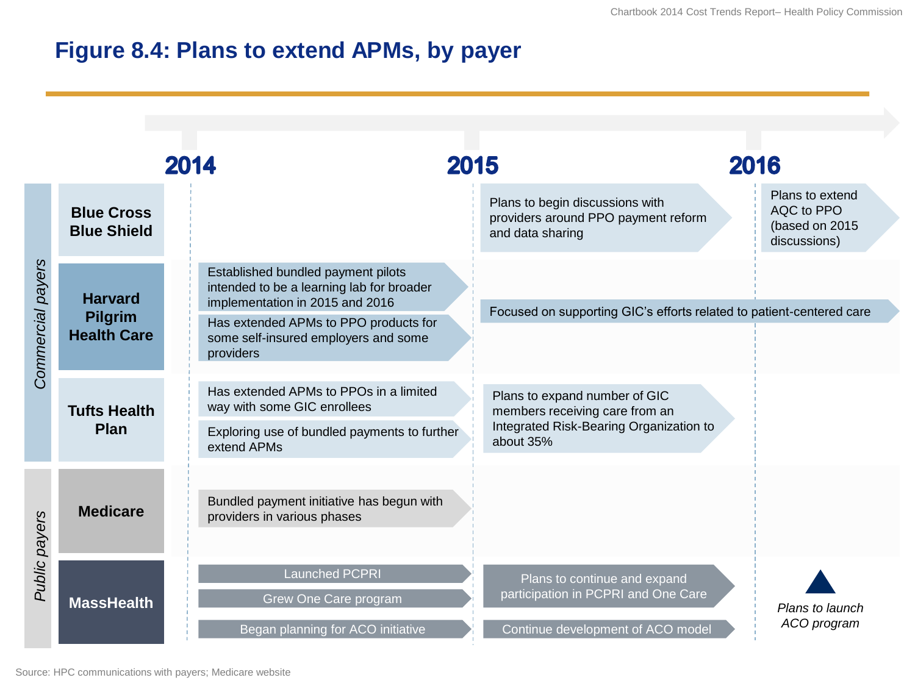# Figure 8.4: Plans to extend APMs, by payer

| Payer type | Payer | 2014 | 2015 | 2016 |
| --- | --- | --- | --- | --- |
| Commercial payers | Blue Cross Blue Shield | | Plans to begin discussions with providers around PPO payment reform and data sharing | Plans to extend AQC to PPO (based on 2015 discussions) |
| Commercial payers | Harvard Pilgrim Health Care | Established bundled payment pilots intended to be a learning lab for broader implementation in 2015 and 2016; Has extended APMs to PPO products for some self-insured employers and some providers | Focused on supporting GIC's efforts related to patient-centered care | Focused on supporting GIC's efforts related to patient-centered care |
| Commercial payers | Tufts Health Plan | Has extended APMs to PPOs in a limited way with some GIC enrollees; Exploring use of bundled payments to further extend APMs | Plans to expand number of GIC members receiving care from an Integrated Risk-Bearing Organization to about 35% | |
| Public payers | Medicare | Bundled payment initiative has begun with providers in various phases | | |
| Public payers | MassHealth | Launched PCPRI; Grew One Care program; Began planning for ACO initiative | Plans to continue and expand participation in PCPRI and One Care; Continue development of ACO model | *Plans to launch ACO program* |

Source: HPC communications with payers; Medicare website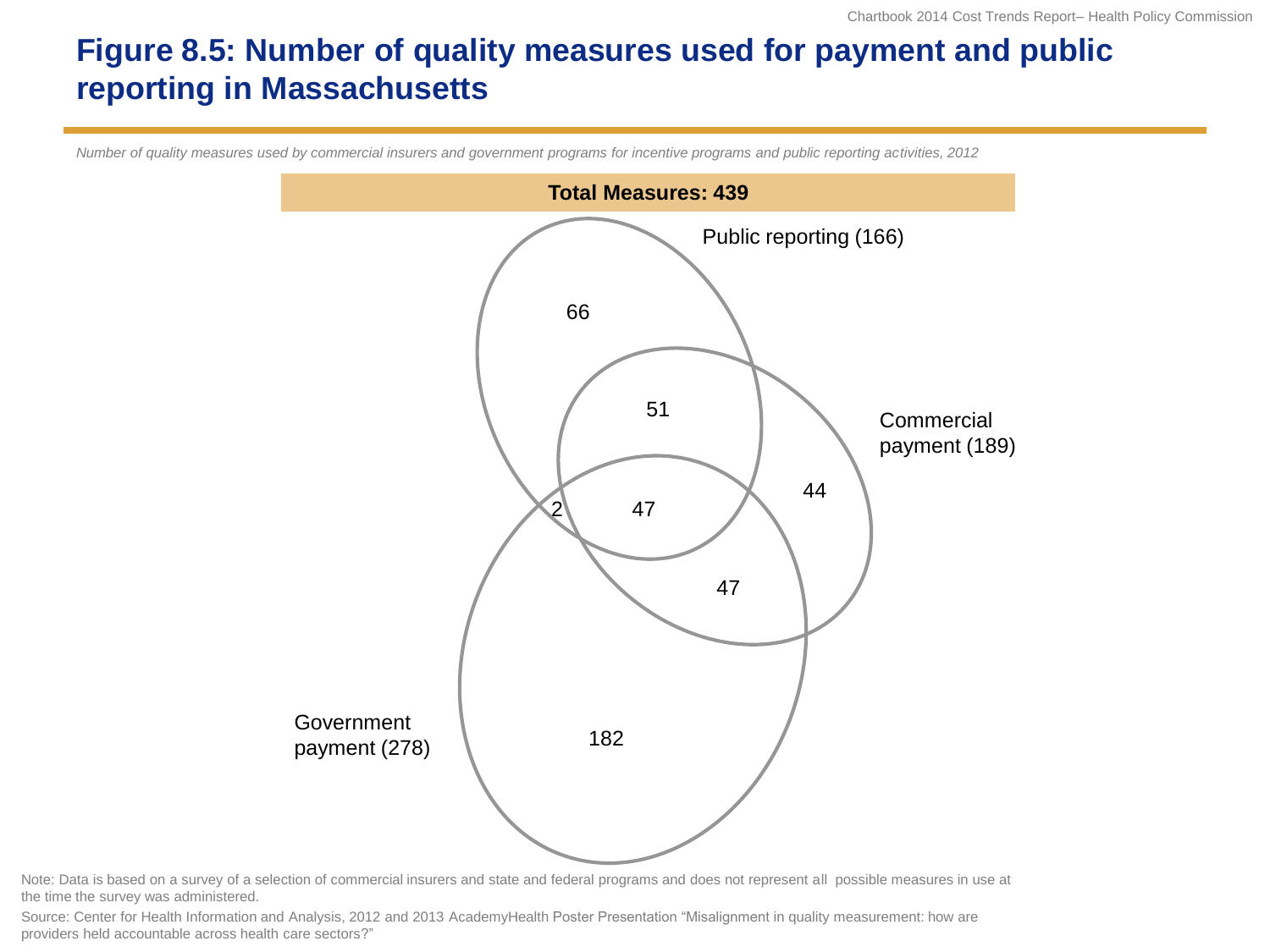# Figure 8.5: Number of quality measures used for payment and public reporting in Massachusetts

*Number of quality measures used by commercial insurers and government programs for incentive programs and public reporting activities, 2012*

**Total Measures: 439**

Public reporting (166)

66

51

Commercial payment (189)

44

2

47

47

Government payment (278)

182

Note: Data is based on a survey of a selection of commercial insurers and state and federal programs and does not represent all possible measures in use at the time the survey was administered.

Source: Center for Health Information and Analysis, 2012 and 2013 AcademyHealth Poster Presentation "Misalignment in quality measurement: how are providers held accountable across health care sectors?"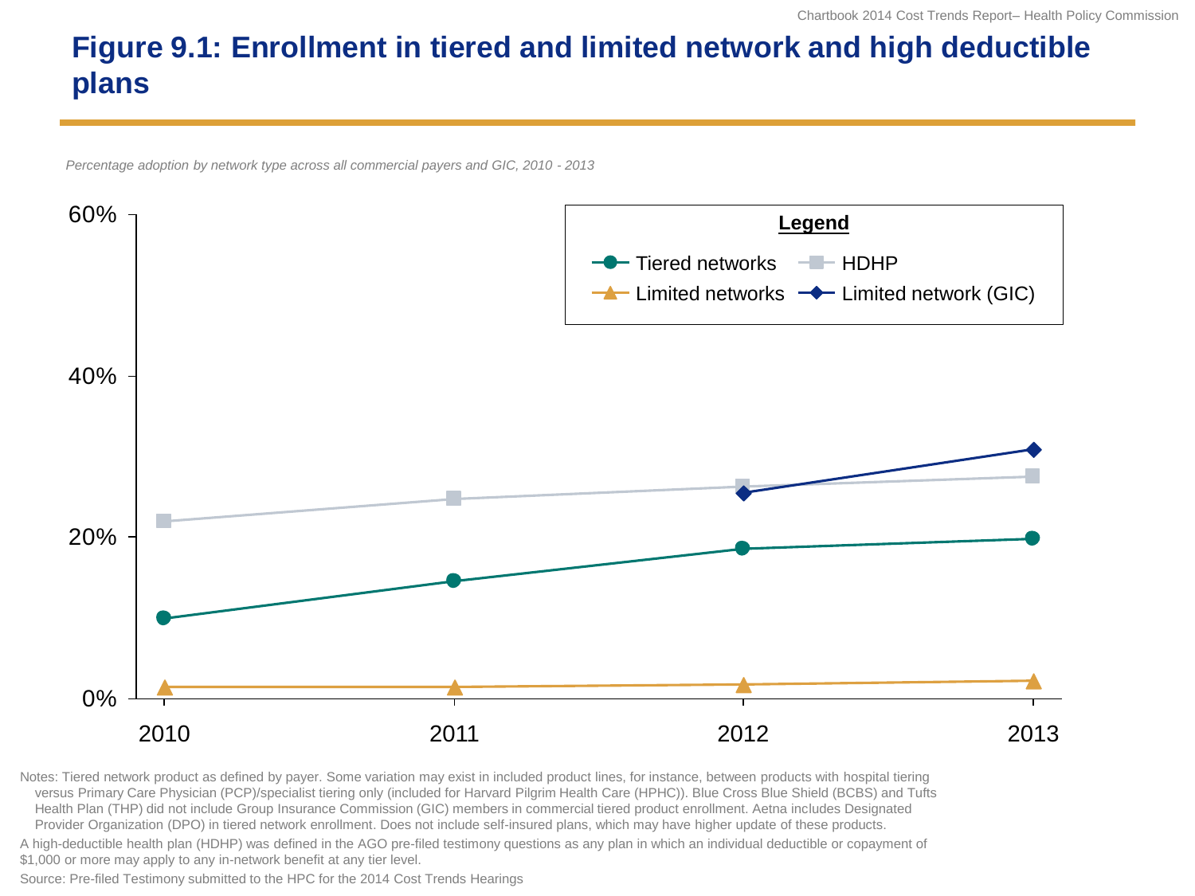# Figure 9.1: Enrollment in tiered and limited network and high deductible plans

*Percentage adoption by network type across all commercial payers and GIC, 2010 - 2013*

Notes: Tiered network product as defined by payer. Some variation may exist in included product lines, for instance, between products with hospital tiering versus Primary Care Physician (PCP)/specialist tiering only (included for Harvard Pilgrim Health Care (HPHC)). Blue Cross Blue Shield (BCBS) and Tufts Health Plan (THP) did not include Group Insurance Commission (GIC) members in commercial tiered product enrollment. Aetna includes Designated Provider Organization (DPO) in tiered network enrollment. Does not include self-insured plans, which may have higher update of these products.

A high-deductible health plan (HDHP) was defined in the AGO pre-filed testimony questions as any plan in which an individual deductible or copayment of $1,000 or more may apply to any in-network benefit at any tier level.

Source: Pre-filed Testimony submitted to the HPC for the 2014 Cost Trends Hearings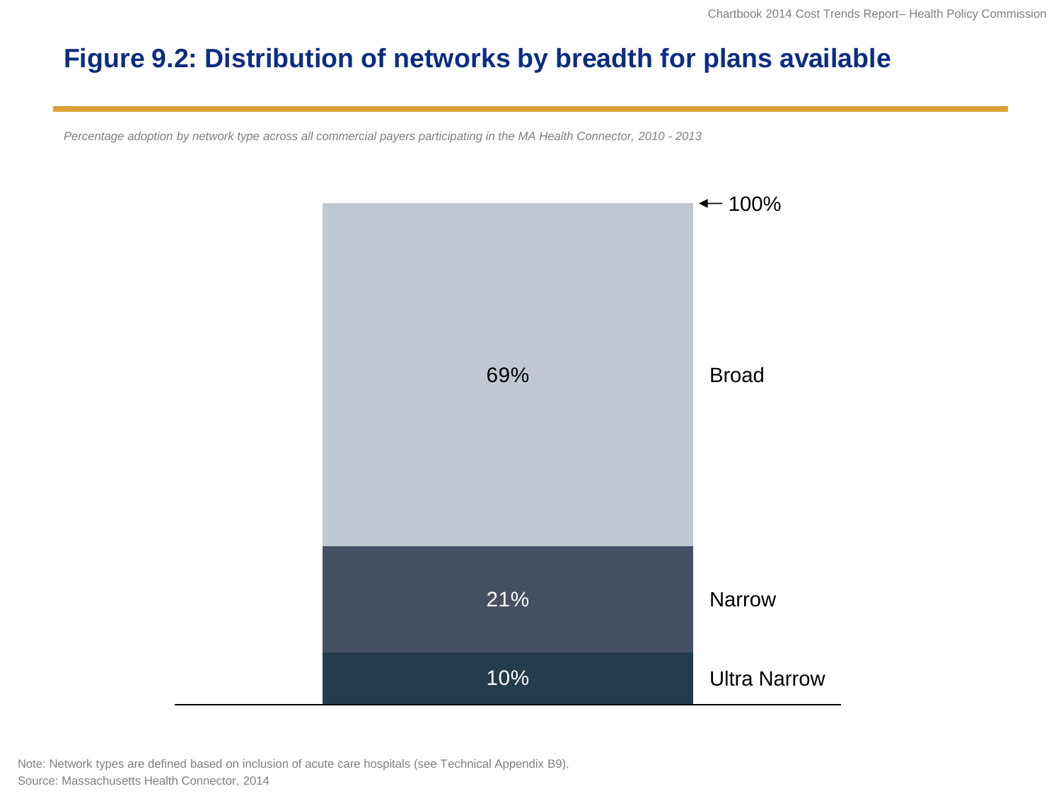# Figure 9.2: Distribution of networks by breadth for plans available

*Percentage adoption by network type across all commercial payers participating in the MA Health Connector, 2010 - 2013*

| Network type | Percentage |
|---|---|
| Broad | 69% |
| Narrow | 21% |
| Ultra Narrow | 10% |
| Total | 100% |

Note: Network types are defined based on inclusion of acute care hospitals (see Technical Appendix B9).

Source: Massachusetts Health Connector, 2014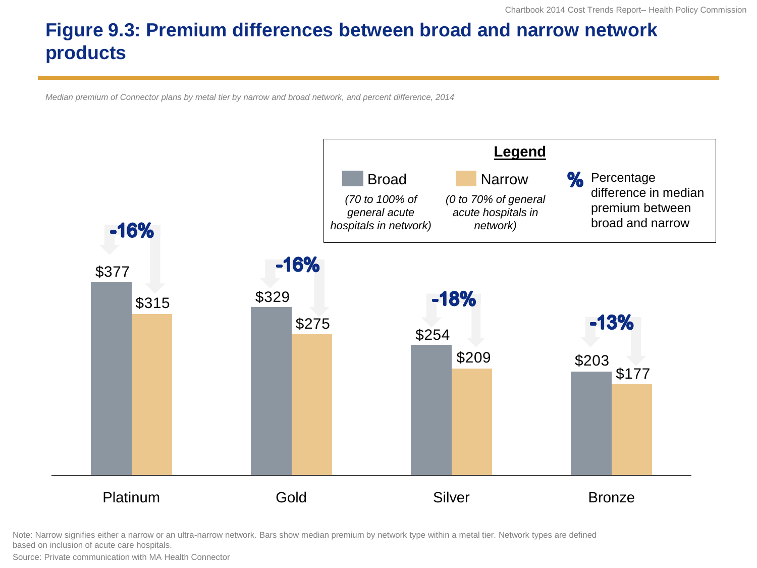# Figure 9.3: Premium differences between broad and narrow network products

*Median premium of Connector plans by metal tier by narrow and broad network, and percent difference, 2014*

**Legend**

Broad
*(70 to 100% of general acute hospitals in network)*

Narrow
*(0 to 70% of general acute hospitals in network)*

% Percentage difference in median premium between broad and narrow

Platinum: $377, $315, -16%

Gold: $329, $275, -16%

Silver: $254, $209, -18%

Bronze: $203, $177, -13%

Note: Narrow signifies either a narrow or an ultra-narrow network. Bars show median premium by network type within a metal tier. Network types are defined based on inclusion of acute care hospitals.

Source: Private communication with MA Health Connector